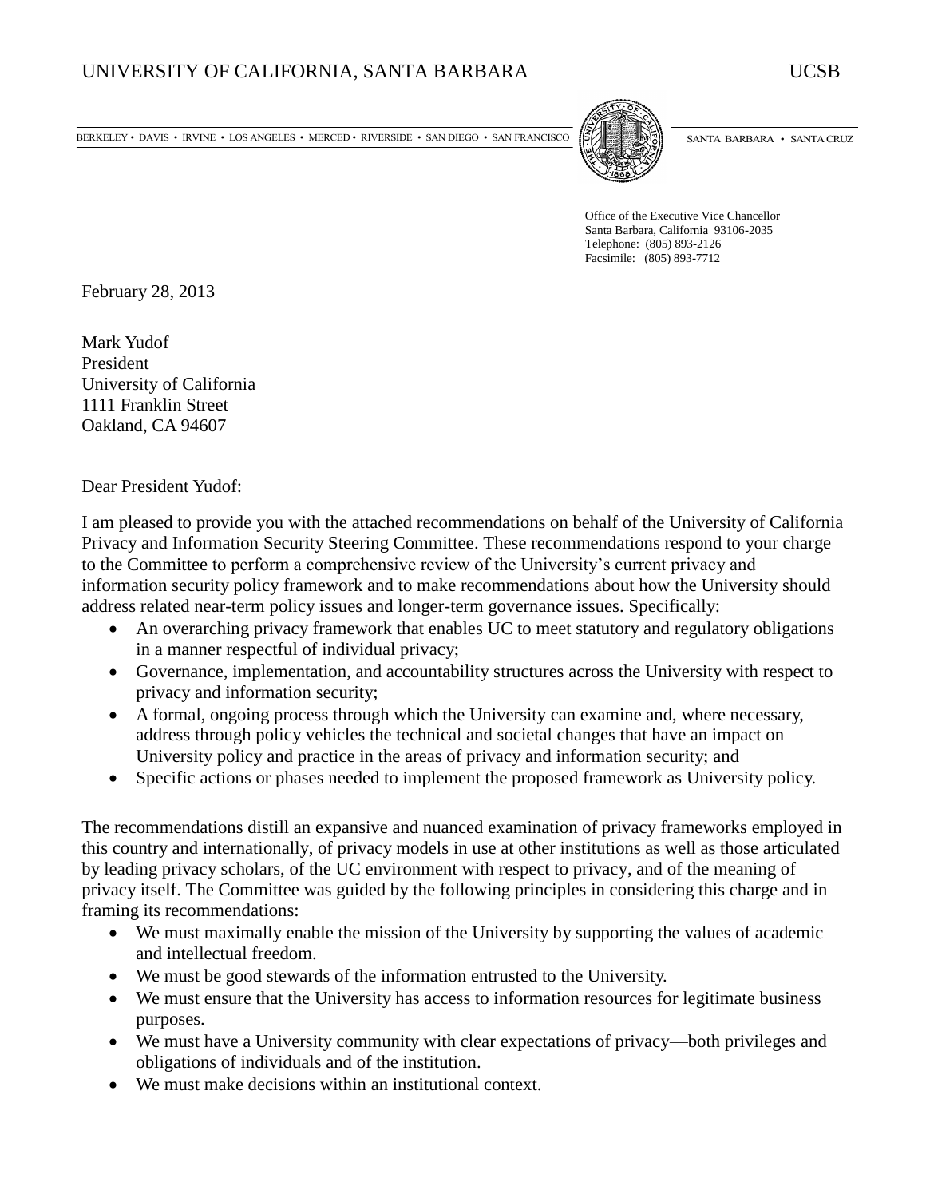UNIVERSITY OF CALIFORNIA, SANTA BARBARA UCSB

BERKELEY • DAVIS • IRVINE • LOS ANGELES • MERCED • RIVERSIDE • SAN DIEGO • SAN FRANCISCO SANTA BARBARA • SANTA CRUZ

Office of the Executive Vice Chancellor
Santa Barbara, California 93106-2035
Telephone: (805) 893-2126
Facsimile: (805) 893-7712

February 28, 2013

Mark Yudof
President
University of California
1111 Franklin Street
Oakland, CA 94607

Dear President Yudof:

I am pleased to provide you with the attached recommendations on behalf of the University of California Privacy and Information Security Steering Committee. These recommendations respond to your charge to the Committee to perform a comprehensive review of the University's current privacy and information security policy framework and to make recommendations about how the University should address related near-term policy issues and longer-term governance issues. Specifically:

- An overarching privacy framework that enables UC to meet statutory and regulatory obligations in a manner respectful of individual privacy;
- Governance, implementation, and accountability structures across the University with respect to privacy and information security;
- A formal, ongoing process through which the University can examine and, where necessary, address through policy vehicles the technical and societal changes that have an impact on University policy and practice in the areas of privacy and information security; and
- Specific actions or phases needed to implement the proposed framework as University policy.

The recommendations distill an expansive and nuanced examination of privacy frameworks employed in this country and internationally, of privacy models in use at other institutions as well as those articulated by leading privacy scholars, of the UC environment with respect to privacy, and of the meaning of privacy itself. The Committee was guided by the following principles in considering this charge and in framing its recommendations:

- We must maximally enable the mission of the University by supporting the values of academic and intellectual freedom.
- We must be good stewards of the information entrusted to the University.
- We must ensure that the University has access to information resources for legitimate business purposes.
- We must have a University community with clear expectations of privacy—both privileges and obligations of individuals and of the institution.
- We must make decisions within an institutional context.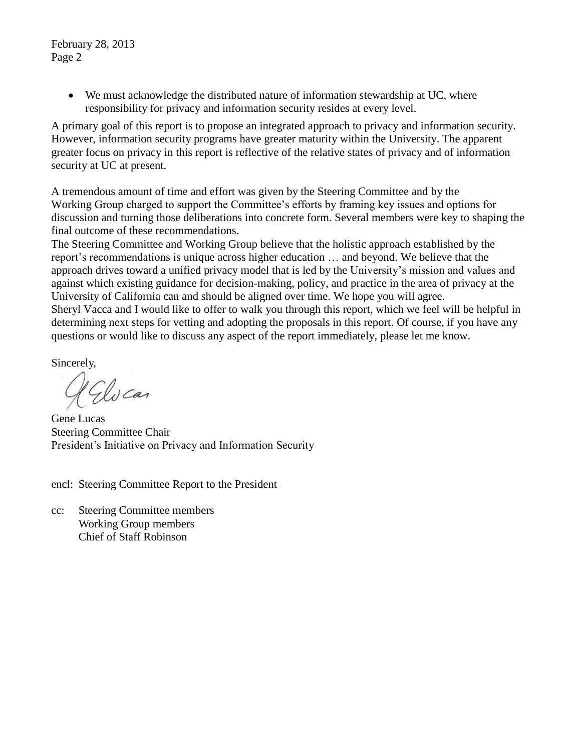- We must acknowledge the distributed nature of information stewardship at UC, where responsibility for privacy and information security resides at every level.

A primary goal of this report is to propose an integrated approach to privacy and information security. However, information security programs have greater maturity within the University. The apparent greater focus on privacy in this report is reflective of the relative states of privacy and of information security at UC at present.

A tremendous amount of time and effort was given by the Steering Committee and by the Working Group charged to support the Committee's efforts by framing key issues and options for discussion and turning those deliberations into concrete form. Several members were key to shaping the final outcome of these recommendations.

The Steering Committee and Working Group believe that the holistic approach established by the report's recommendations is unique across higher education … and beyond. We believe that the approach drives toward a unified privacy model that is led by the University's mission and values and against which existing guidance for decision-making, policy, and practice in the area of privacy at the University of California can and should be aligned over time. We hope you will agree.

Sheryl Vacca and I would like to offer to walk you through this report, which we feel will be helpful in determining next steps for vetting and adopting the proposals in this report. Of course, if you have any questions or would like to discuss any aspect of the report immediately, please let me know.

Sincerely,

Gene Lucas
Steering Committee Chair
President's Initiative on Privacy and Information Security

encl: Steering Committee Report to the President

cc: Steering Committee members
Working Group members
Chief of Staff Robinson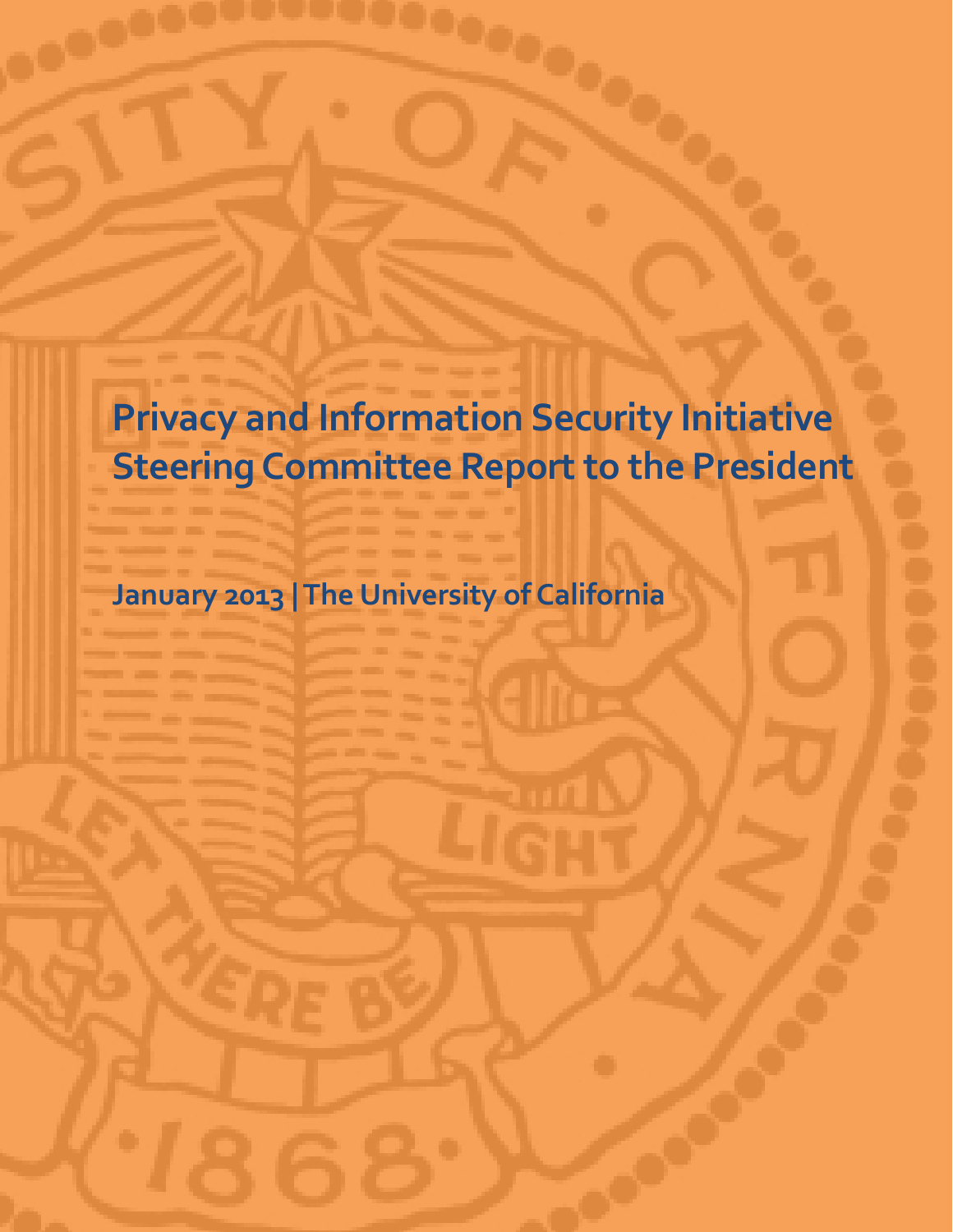# Privacy and Information Security Initiative Steering Committee Report to the President

**January 2013 | The University of California**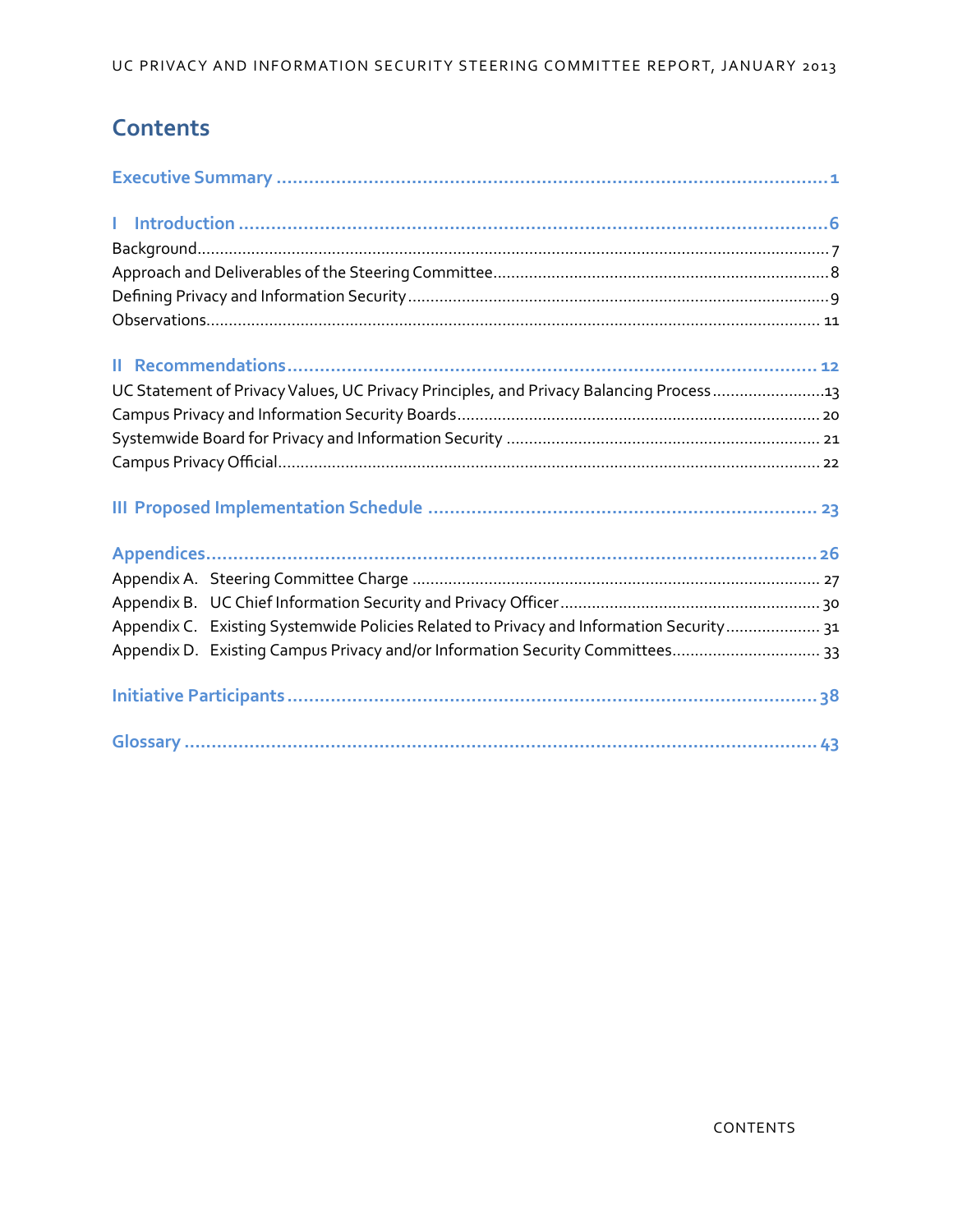# Contents

**Executive Summary** ........................................................................................................ 1

**I Introduction** ............................................................................................................... 6

Background ........................................................................................................................ 7

Approach and Deliverables of the Steering Committee ........................................................ 8

Defining Privacy and Information Security ........................................................................... 9

Observations ..................................................................................................................... 11

**II Recommendations** ..................................................................................................... 12

UC Statement of Privacy Values, UC Privacy Principles, and Privacy Balancing Process ........ 13

Campus Privacy and Information Security Boards ............................................................... 20

Systemwide Board for Privacy and Information Security ..................................................... 21

Campus Privacy Official ...................................................................................................... 22

**III Proposed Implementation Schedule** .......................................................................... 23

**Appendices** ................................................................................................................... 26

Appendix A. Steering Committee Charge .......................................................................... 27

Appendix B. UC Chief Information Security and Privacy Officer .......................................... 30

Appendix C. Existing Systemwide Policies Related to Privacy and Information Security ...... 31

Appendix D. Existing Campus Privacy and/or Information Security Committees ................. 33

**Initiative Participants** .................................................................................................... 38

**Glossary** ......................................................................................................................... 43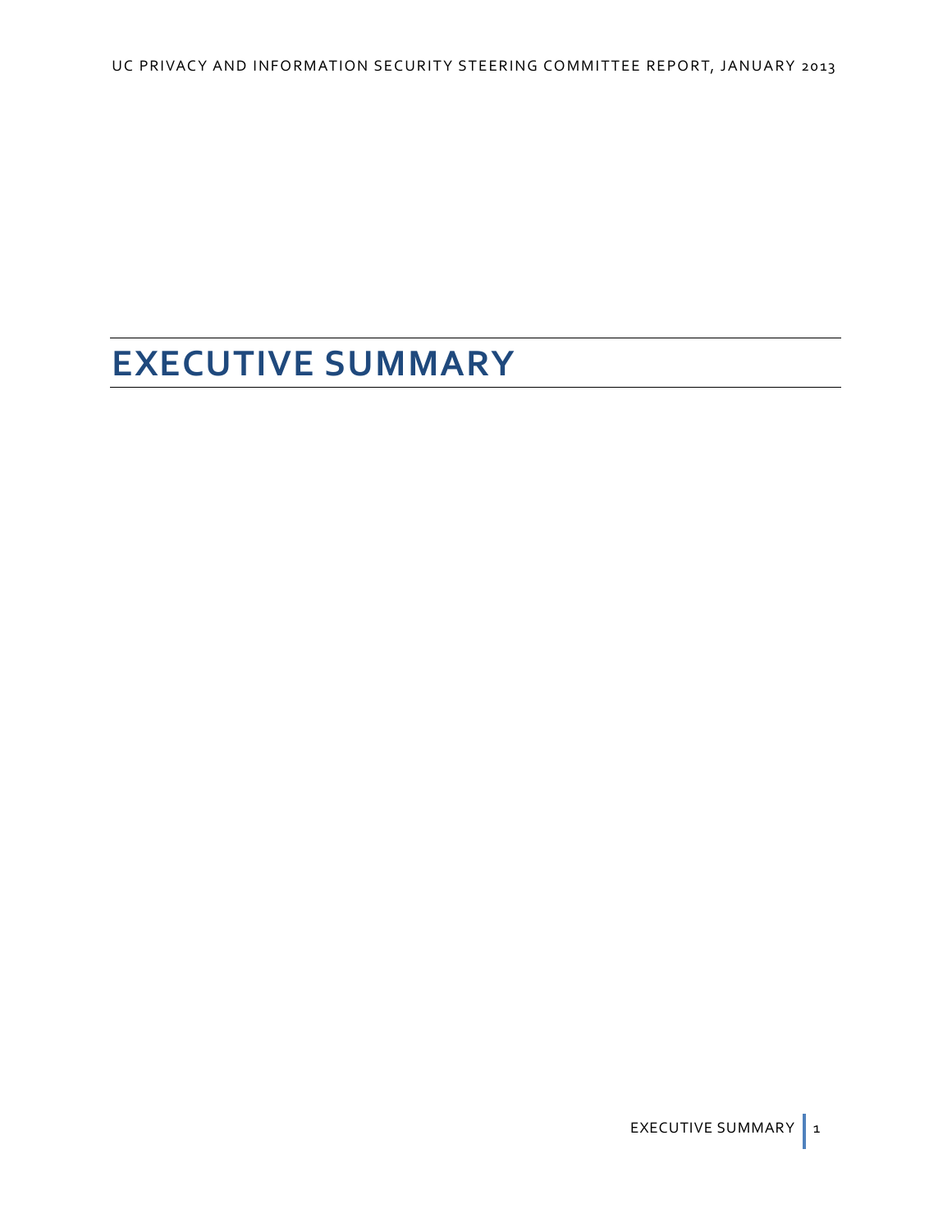# EXECUTIVE SUMMARY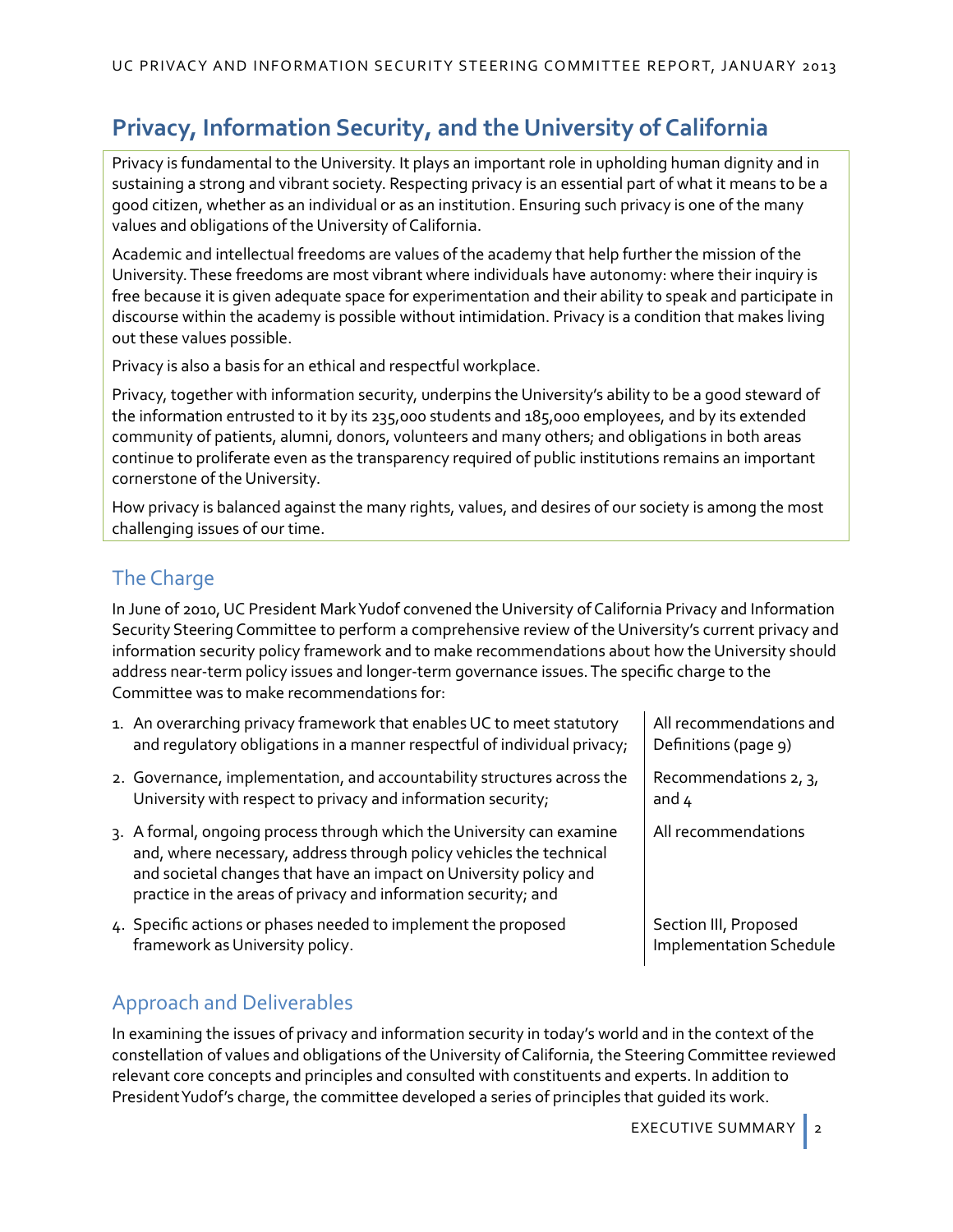## Privacy, Information Security, and the University of California

Privacy is fundamental to the University. It plays an important role in upholding human dignity and in sustaining a strong and vibrant society. Respecting privacy is an essential part of what it means to be a good citizen, whether as an individual or as an institution. Ensuring such privacy is one of the many values and obligations of the University of California.

Academic and intellectual freedoms are values of the academy that help further the mission of the University. These freedoms are most vibrant where individuals have autonomy: where their inquiry is free because it is given adequate space for experimentation and their ability to speak and participate in discourse within the academy is possible without intimidation. Privacy is a condition that makes living out these values possible.

Privacy is also a basis for an ethical and respectful workplace.

Privacy, together with information security, underpins the University's ability to be a good steward of the information entrusted to it by its 235,000 students and 185,000 employees, and by its extended community of patients, alumni, donors, volunteers and many others; and obligations in both areas continue to proliferate even as the transparency required of public institutions remains an important cornerstone of the University.

How privacy is balanced against the many rights, values, and desires of our society is among the most challenging issues of our time.

### The Charge

In June of 2010, UC President Mark Yudof convened the University of California Privacy and Information Security Steering Committee to perform a comprehensive review of the University's current privacy and information security policy framework and to make recommendations about how the University should address near-term policy issues and longer-term governance issues. The specific charge to the Committee was to make recommendations for:

| Charge | Addressed in |
|---|---|
| 1. An overarching privacy framework that enables UC to meet statutory and regulatory obligations in a manner respectful of individual privacy; | All recommendations and Definitions (page 9) |
| 2. Governance, implementation, and accountability structures across the University with respect to privacy and information security; | Recommendations 2, 3, and 4 |
| 3. A formal, ongoing process through which the University can examine and, where necessary, address through policy vehicles the technical and societal changes that have an impact on University policy and practice in the areas of privacy and information security; and | All recommendations |
| 4. Specific actions or phases needed to implement the proposed framework as University policy. | Section III, Proposed Implementation Schedule |

### Approach and Deliverables

In examining the issues of privacy and information security in today's world and in the context of the constellation of values and obligations of the University of California, the Steering Committee reviewed relevant core concepts and principles and consulted with constituents and experts. In addition to President Yudof's charge, the committee developed a series of principles that guided its work.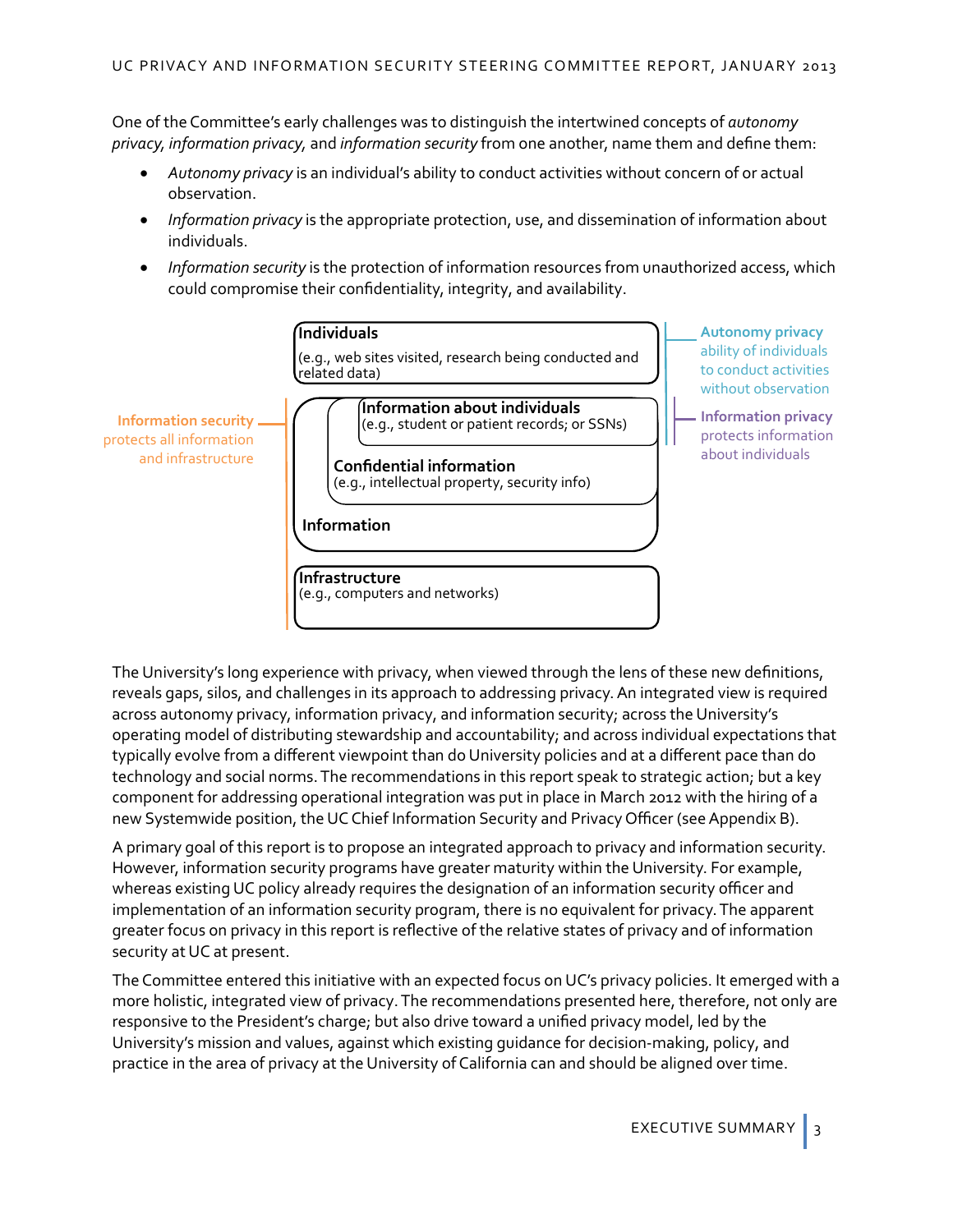One of the Committee's early challenges was to distinguish the intertwined concepts of *autonomy privacy, information privacy,* and *information security* from one another, name them and define them:

- *Autonomy privacy* is an individual's ability to conduct activities without concern of or actual observation.
- *Information privacy* is the appropriate protection, use, and dissemination of information about individuals.
- *Information security* is the protection of information resources from unauthorized access, which could compromise their confidentiality, integrity, and availability.

**Individuals**
(e.g., web sites visited, research being conducted and related data)

**Information about individuals**
(e.g., student or patient records; or SSNs)

**Confidential information**
(e.g., intellectual property, security info)

**Information**

**Infrastructure**
(e.g., computers and networks)

**Autonomy privacy** ability of individuals to conduct activities without observation

**Information privacy** protects information about individuals

**Information security** protects all information and infrastructure

The University's long experience with privacy, when viewed through the lens of these new definitions, reveals gaps, silos, and challenges in its approach to addressing privacy. An integrated view is required across autonomy privacy, information privacy, and information security; across the University's operating model of distributing stewardship and accountability; and across individual expectations that typically evolve from a different viewpoint than do University policies and at a different pace than do technology and social norms. The recommendations in this report speak to strategic action; but a key component for addressing operational integration was put in place in March 2012 with the hiring of a new Systemwide position, the UC Chief Information Security and Privacy Officer (see Appendix B).

A primary goal of this report is to propose an integrated approach to privacy and information security. However, information security programs have greater maturity within the University. For example, whereas existing UC policy already requires the designation of an information security officer and implementation of an information security program, there is no equivalent for privacy. The apparent greater focus on privacy in this report is reflective of the relative states of privacy and of information security at UC at present.

The Committee entered this initiative with an expected focus on UC's privacy policies. It emerged with a more holistic, integrated view of privacy. The recommendations presented here, therefore, not only are responsive to the President's charge; but also drive toward a unified privacy model, led by the University's mission and values, against which existing guidance for decision-making, policy, and practice in the area of privacy at the University of California can and should be aligned over time.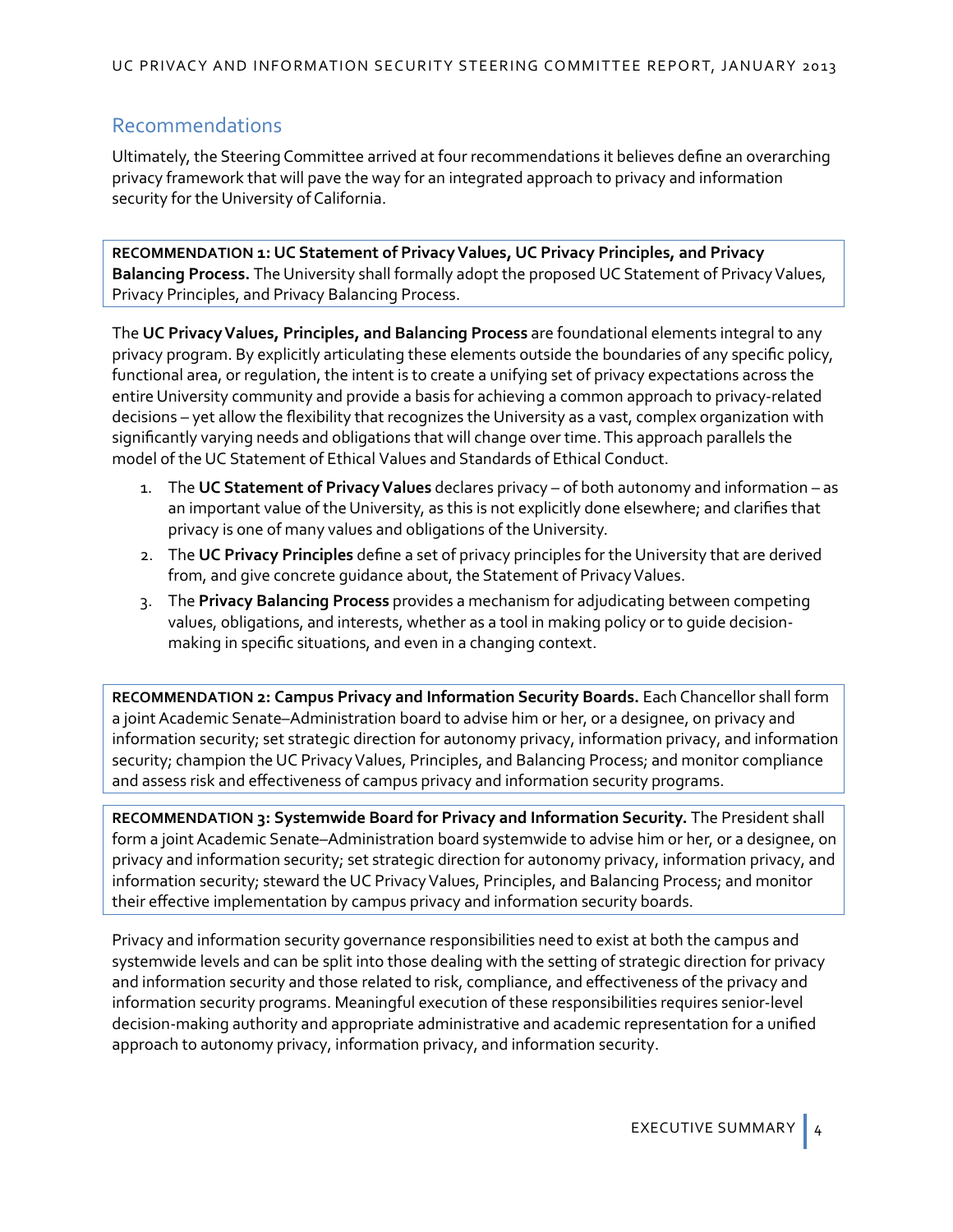## Recommendations

Ultimately, the Steering Committee arrived at four recommendations it believes define an overarching privacy framework that will pave the way for an integrated approach to privacy and information security for the University of California.

**RECOMMENDATION 1: UC Statement of Privacy Values, UC Privacy Principles, and Privacy Balancing Process.** The University shall formally adopt the proposed UC Statement of Privacy Values, Privacy Principles, and Privacy Balancing Process.

The **UC Privacy Values, Principles, and Balancing Process** are foundational elements integral to any privacy program. By explicitly articulating these elements outside the boundaries of any specific policy, functional area, or regulation, the intent is to create a unifying set of privacy expectations across the entire University community and provide a basis for achieving a common approach to privacy-related decisions – yet allow the flexibility that recognizes the University as a vast, complex organization with significantly varying needs and obligations that will change over time. This approach parallels the model of the UC Statement of Ethical Values and Standards of Ethical Conduct.

1. The **UC Statement of Privacy Values** declares privacy – of both autonomy and information – as an important value of the University, as this is not explicitly done elsewhere; and clarifies that privacy is one of many values and obligations of the University.
2. The **UC Privacy Principles** define a set of privacy principles for the University that are derived from, and give concrete guidance about, the Statement of Privacy Values.
3. The **Privacy Balancing Process** provides a mechanism for adjudicating between competing values, obligations, and interests, whether as a tool in making policy or to guide decision-making in specific situations, and even in a changing context.

**RECOMMENDATION 2: Campus Privacy and Information Security Boards.** Each Chancellor shall form a joint Academic Senate–Administration board to advise him or her, or a designee, on privacy and information security; set strategic direction for autonomy privacy, information privacy, and information security; champion the UC Privacy Values, Principles, and Balancing Process; and monitor compliance and assess risk and effectiveness of campus privacy and information security programs.

**RECOMMENDATION 3: Systemwide Board for Privacy and Information Security.** The President shall form a joint Academic Senate–Administration board systemwide to advise him or her, or a designee, on privacy and information security; set strategic direction for autonomy privacy, information privacy, and information security; steward the UC Privacy Values, Principles, and Balancing Process; and monitor their effective implementation by campus privacy and information security boards.

Privacy and information security governance responsibilities need to exist at both the campus and systemwide levels and can be split into those dealing with the setting of strategic direction for privacy and information security and those related to risk, compliance, and effectiveness of the privacy and information security programs. Meaningful execution of these responsibilities requires senior-level decision-making authority and appropriate administrative and academic representation for a unified approach to autonomy privacy, information privacy, and information security.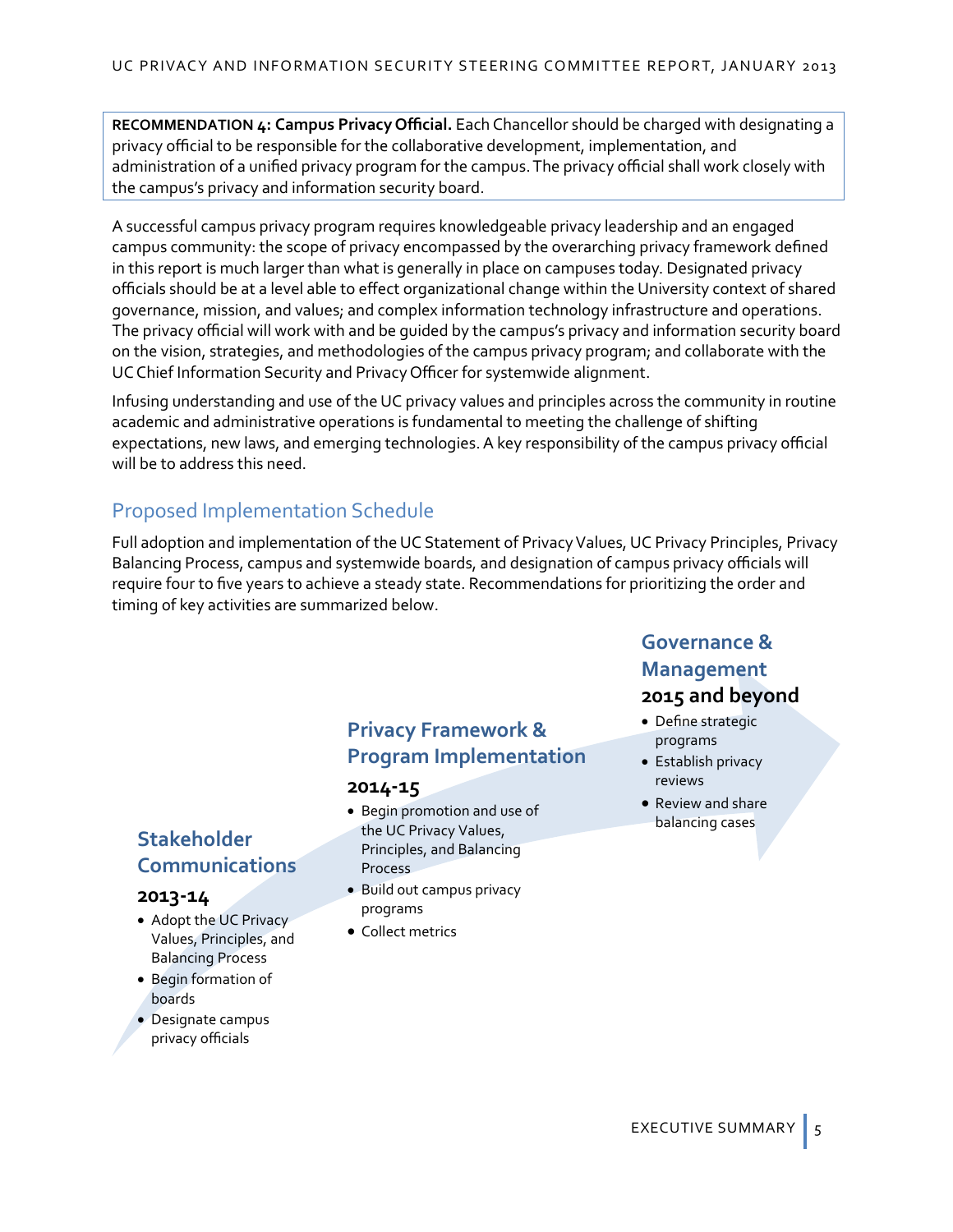**RECOMMENDATION 4: Campus Privacy Official.** Each Chancellor should be charged with designating a privacy official to be responsible for the collaborative development, implementation, and administration of a unified privacy program for the campus. The privacy official shall work closely with the campus's privacy and information security board.

A successful campus privacy program requires knowledgeable privacy leadership and an engaged campus community: the scope of privacy encompassed by the overarching privacy framework defined in this report is much larger than what is generally in place on campuses today. Designated privacy officials should be at a level able to effect organizational change within the University context of shared governance, mission, and values; and complex information technology infrastructure and operations. The privacy official will work with and be guided by the campus's privacy and information security board on the vision, strategies, and methodologies of the campus privacy program; and collaborate with the UC Chief Information Security and Privacy Officer for systemwide alignment.

Infusing understanding and use of the UC privacy values and principles across the community in routine academic and administrative operations is fundamental to meeting the challenge of shifting expectations, new laws, and emerging technologies. A key responsibility of the campus privacy official will be to address this need.

## Proposed Implementation Schedule

Full adoption and implementation of the UC Statement of Privacy Values, UC Privacy Principles, Privacy Balancing Process, campus and systemwide boards, and designation of campus privacy officials will require four to five years to achieve a steady state. Recommendations for prioritizing the order and timing of key activities are summarized below.

### Stakeholder Communications

**2013-14**

- Adopt the UC Privacy Values, Principles, and Balancing Process
- Begin formation of boards
- Designate campus privacy officials

### Privacy Framework & Program Implementation

**2014-15**

- Begin promotion and use of the UC Privacy Values, Principles, and Balancing Process
- Build out campus privacy programs
- Collect metrics

### Governance & Management

**2015 and beyond**

- Define strategic programs
- Establish privacy reviews
- Review and share balancing cases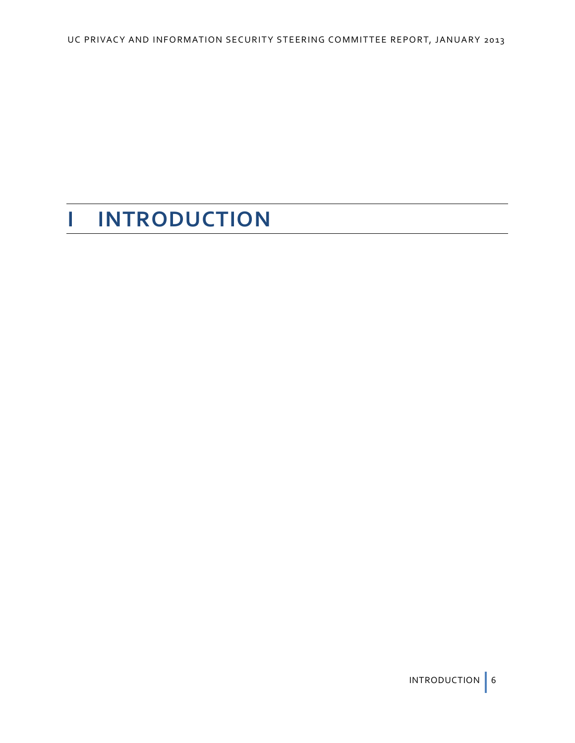# I INTRODUCTION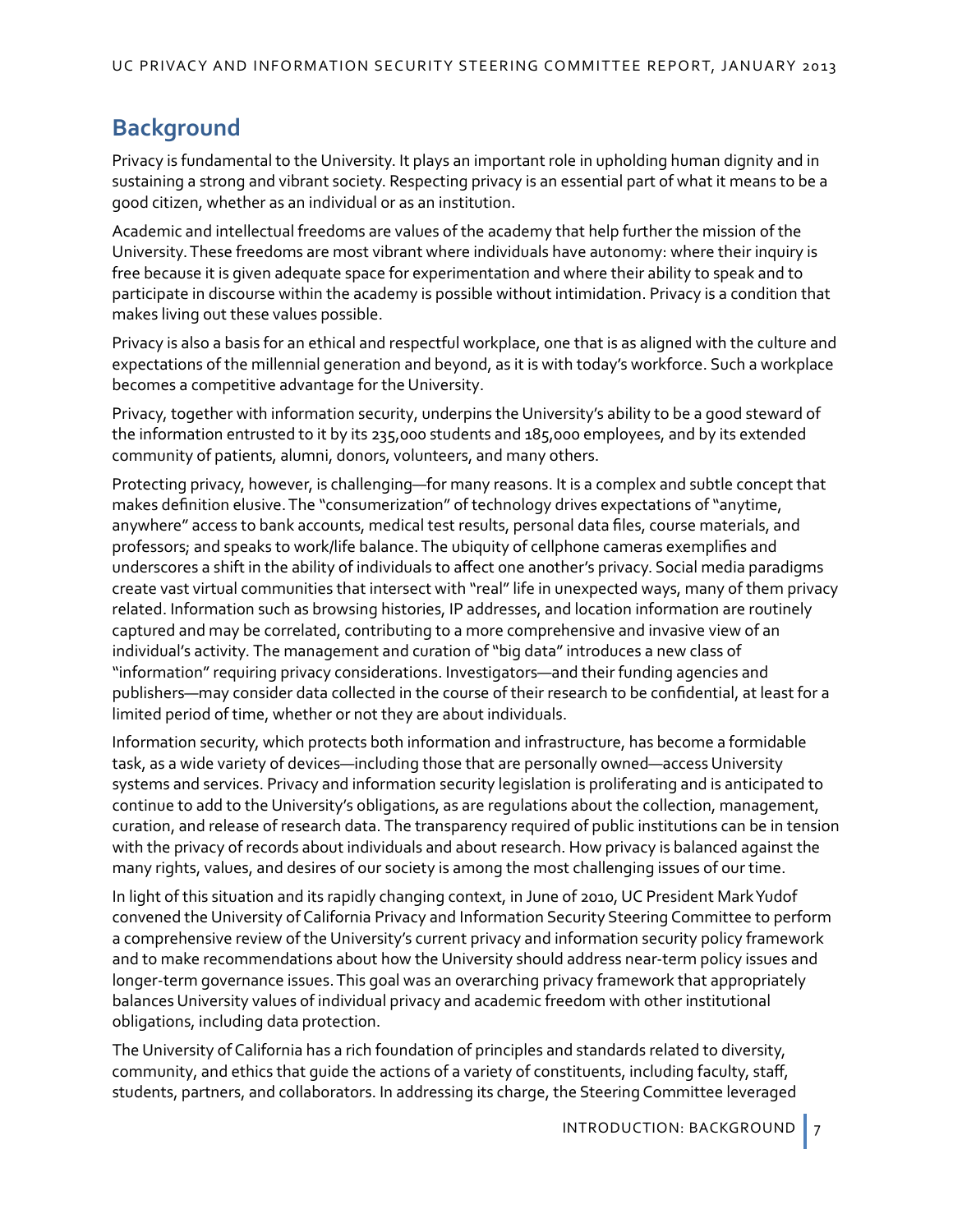## Background

Privacy is fundamental to the University. It plays an important role in upholding human dignity and in sustaining a strong and vibrant society. Respecting privacy is an essential part of what it means to be a good citizen, whether as an individual or as an institution.

Academic and intellectual freedoms are values of the academy that help further the mission of the University. These freedoms are most vibrant where individuals have autonomy: where their inquiry is free because it is given adequate space for experimentation and where their ability to speak and to participate in discourse within the academy is possible without intimidation. Privacy is a condition that makes living out these values possible.

Privacy is also a basis for an ethical and respectful workplace, one that is as aligned with the culture and expectations of the millennial generation and beyond, as it is with today's workforce. Such a workplace becomes a competitive advantage for the University.

Privacy, together with information security, underpins the University's ability to be a good steward of the information entrusted to it by its 235,000 students and 185,000 employees, and by its extended community of patients, alumni, donors, volunteers, and many others.

Protecting privacy, however, is challenging—for many reasons. It is a complex and subtle concept that makes definition elusive. The "consumerization" of technology drives expectations of "anytime, anywhere" access to bank accounts, medical test results, personal data files, course materials, and professors; and speaks to work/life balance. The ubiquity of cellphone cameras exemplifies and underscores a shift in the ability of individuals to affect one another's privacy. Social media paradigms create vast virtual communities that intersect with "real" life in unexpected ways, many of them privacy related. Information such as browsing histories, IP addresses, and location information are routinely captured and may be correlated, contributing to a more comprehensive and invasive view of an individual's activity. The management and curation of "big data" introduces a new class of "information" requiring privacy considerations. Investigators—and their funding agencies and publishers—may consider data collected in the course of their research to be confidential, at least for a limited period of time, whether or not they are about individuals.

Information security, which protects both information and infrastructure, has become a formidable task, as a wide variety of devices—including those that are personally owned—access University systems and services. Privacy and information security legislation is proliferating and is anticipated to continue to add to the University's obligations, as are regulations about the collection, management, curation, and release of research data. The transparency required of public institutions can be in tension with the privacy of records about individuals and about research. How privacy is balanced against the many rights, values, and desires of our society is among the most challenging issues of our time.

In light of this situation and its rapidly changing context, in June of 2010, UC President Mark Yudof convened the University of California Privacy and Information Security Steering Committee to perform a comprehensive review of the University's current privacy and information security policy framework and to make recommendations about how the University should address near-term policy issues and longer-term governance issues. This goal was an overarching privacy framework that appropriately balances University values of individual privacy and academic freedom with other institutional obligations, including data protection.

The University of California has a rich foundation of principles and standards related to diversity, community, and ethics that guide the actions of a variety of constituents, including faculty, staff, students, partners, and collaborators. In addressing its charge, the Steering Committee leveraged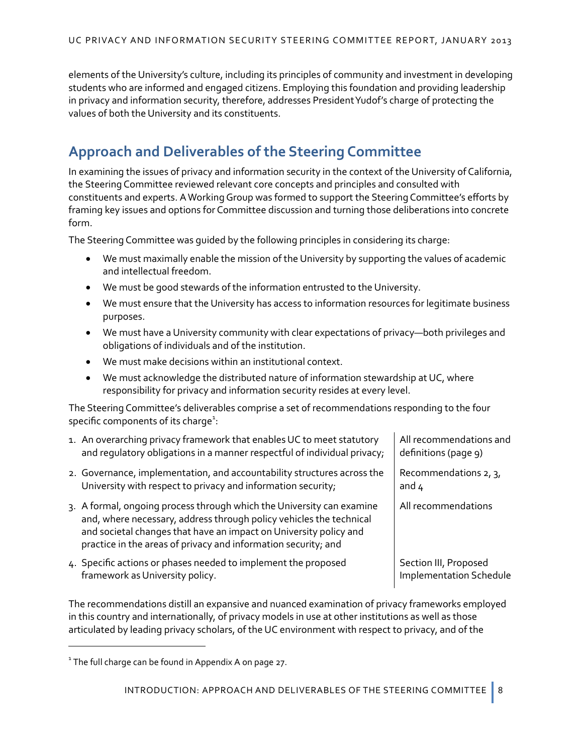elements of the University's culture, including its principles of community and investment in developing students who are informed and engaged citizens. Employing this foundation and providing leadership in privacy and information security, therefore, addresses President Yudof's charge of protecting the values of both the University and its constituents.

## Approach and Deliverables of the Steering Committee

In examining the issues of privacy and information security in the context of the University of California, the Steering Committee reviewed relevant core concepts and principles and consulted with constituents and experts. A Working Group was formed to support the Steering Committee's efforts by framing key issues and options for Committee discussion and turning those deliberations into concrete form.

The Steering Committee was guided by the following principles in considering its charge:

- We must maximally enable the mission of the University by supporting the values of academic and intellectual freedom.
- We must be good stewards of the information entrusted to the University.
- We must ensure that the University has access to information resources for legitimate business purposes.
- We must have a University community with clear expectations of privacy—both privileges and obligations of individuals and of the institution.
- We must make decisions within an institutional context.
- We must acknowledge the distributed nature of information stewardship at UC, where responsibility for privacy and information security resides at every level.

The Steering Committee's deliverables comprise a set of recommendations responding to the four specific components of its charge[1]:

| | |
|---|---|
| 1. An overarching privacy framework that enables UC to meet statutory and regulatory obligations in a manner respectful of individual privacy; | All recommendations and definitions (page 9) |
| 2. Governance, implementation, and accountability structures across the University with respect to privacy and information security; | Recommendations 2, 3, and 4 |
| 3. A formal, ongoing process through which the University can examine and, where necessary, address through policy vehicles the technical and societal changes that have an impact on University policy and practice in the areas of privacy and information security; and | All recommendations |
| 4. Specific actions or phases needed to implement the proposed framework as University policy. | Section III, Proposed Implementation Schedule |

The recommendations distill an expansive and nuanced examination of privacy frameworks employed in this country and internationally, of privacy models in use at other institutions as well as those articulated by leading privacy scholars, of the UC environment with respect to privacy, and of the

[1] The full charge can be found in Appendix A on page 27.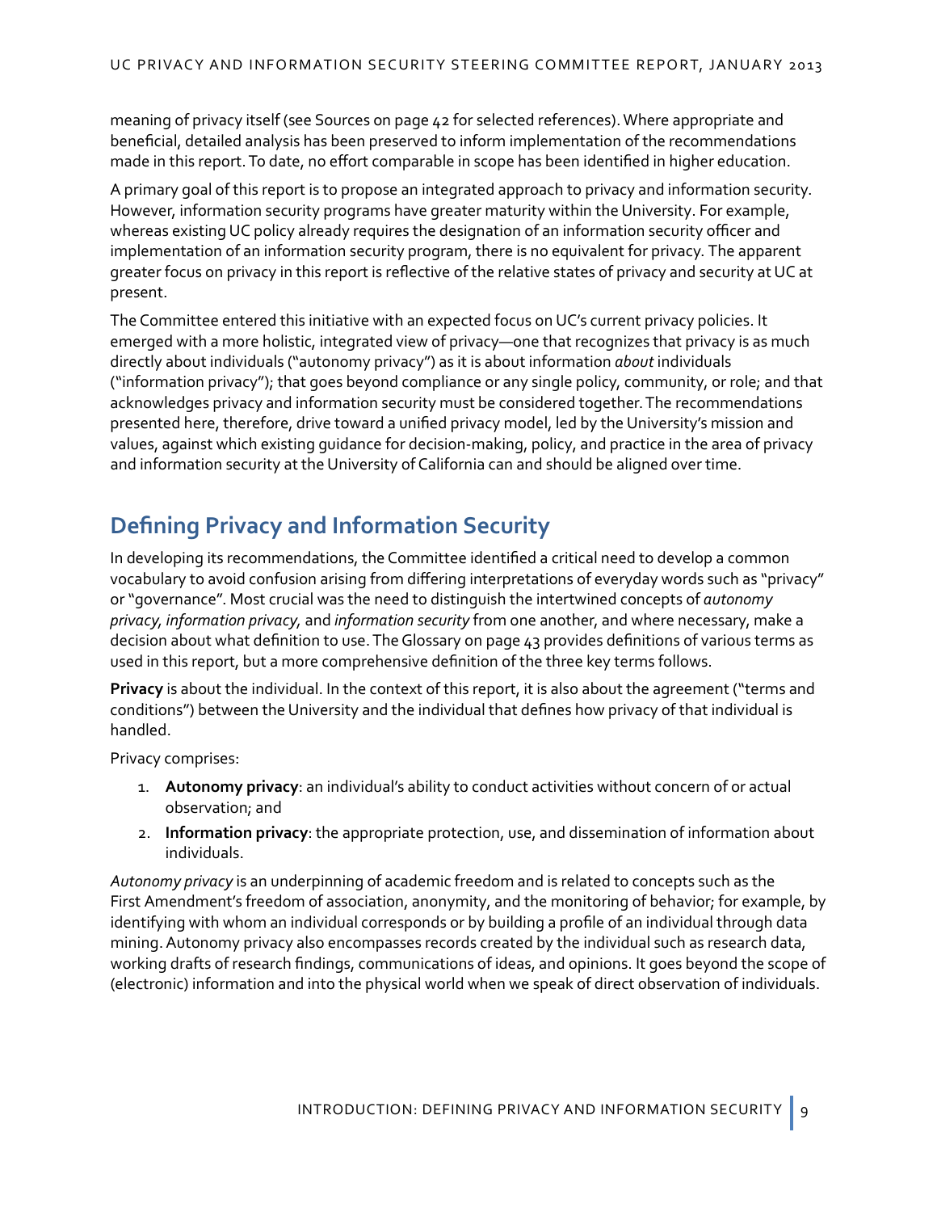meaning of privacy itself (see Sources on page 42 for selected references). Where appropriate and beneficial, detailed analysis has been preserved to inform implementation of the recommendations made in this report. To date, no effort comparable in scope has been identified in higher education.

A primary goal of this report is to propose an integrated approach to privacy and information security. However, information security programs have greater maturity within the University. For example, whereas existing UC policy already requires the designation of an information security officer and implementation of an information security program, there is no equivalent for privacy. The apparent greater focus on privacy in this report is reflective of the relative states of privacy and security at UC at present.

The Committee entered this initiative with an expected focus on UC's current privacy policies. It emerged with a more holistic, integrated view of privacy—one that recognizes that privacy is as much directly about individuals ("autonomy privacy") as it is about information *about* individuals ("information privacy"); that goes beyond compliance or any single policy, community, or role; and that acknowledges privacy and information security must be considered together. The recommendations presented here, therefore, drive toward a unified privacy model, led by the University's mission and values, against which existing guidance for decision-making, policy, and practice in the area of privacy and information security at the University of California can and should be aligned over time.

## Defining Privacy and Information Security

In developing its recommendations, the Committee identified a critical need to develop a common vocabulary to avoid confusion arising from differing interpretations of everyday words such as "privacy" or "governance". Most crucial was the need to distinguish the intertwined concepts of *autonomy privacy, information privacy,* and *information security* from one another, and where necessary, make a decision about what definition to use. The Glossary on page 43 provides definitions of various terms as used in this report, but a more comprehensive definition of the three key terms follows.

**Privacy** is about the individual. In the context of this report, it is also about the agreement ("terms and conditions") between the University and the individual that defines how privacy of that individual is handled.

Privacy comprises:

1. **Autonomy privacy**: an individual's ability to conduct activities without concern of or actual observation; and
2. **Information privacy**: the appropriate protection, use, and dissemination of information about individuals.

*Autonomy privacy* is an underpinning of academic freedom and is related to concepts such as the First Amendment's freedom of association, anonymity, and the monitoring of behavior; for example, by identifying with whom an individual corresponds or by building a profile of an individual through data mining. Autonomy privacy also encompasses records created by the individual such as research data, working drafts of research findings, communications of ideas, and opinions. It goes beyond the scope of (electronic) information and into the physical world when we speak of direct observation of individuals.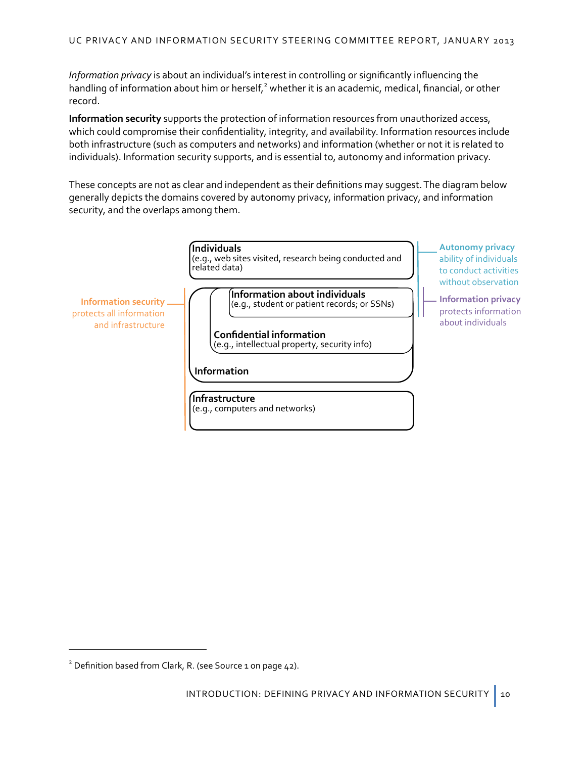*Information privacy* is about an individual's interest in controlling or significantly influencing the handling of information about him or herself,[2] whether it is an academic, medical, financial, or other record.

**Information security** supports the protection of information resources from unauthorized access, which could compromise their confidentiality, integrity, and availability. Information resources include both infrastructure (such as computers and networks) and information (whether or not it is related to individuals). Information security supports, and is essential to, autonomy and information privacy.

These concepts are not as clear and independent as their definitions may suggest. The diagram below generally depicts the domains covered by autonomy privacy, information privacy, and information security, and the overlaps among them.

**Individuals**
(e.g., web sites visited, research being conducted and related data)

**Information about individuals**
(e.g., student or patient records; or SSNs)

**Confidential information**
(e.g., intellectual property, security info)

**Information**

**Infrastructure**
(e.g., computers and networks)

**Autonomy privacy** ability of individuals to conduct activities without observation

**Information privacy** protects information about individuals

**Information security** protects all information and infrastructure

[2] Definition based from Clark, R. (see Source 1 on page 42).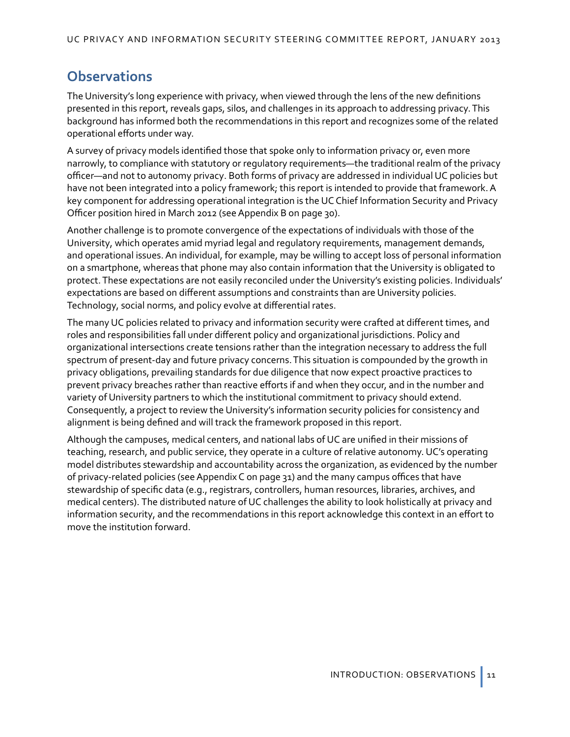## Observations

The University's long experience with privacy, when viewed through the lens of the new definitions presented in this report, reveals gaps, silos, and challenges in its approach to addressing privacy. This background has informed both the recommendations in this report and recognizes some of the related operational efforts under way.

A survey of privacy models identified those that spoke only to information privacy or, even more narrowly, to compliance with statutory or regulatory requirements—the traditional realm of the privacy officer—and not to autonomy privacy. Both forms of privacy are addressed in individual UC policies but have not been integrated into a policy framework; this report is intended to provide that framework. A key component for addressing operational integration is the UC Chief Information Security and Privacy Officer position hired in March 2012 (see Appendix B on page 30).

Another challenge is to promote convergence of the expectations of individuals with those of the University, which operates amid myriad legal and regulatory requirements, management demands, and operational issues. An individual, for example, may be willing to accept loss of personal information on a smartphone, whereas that phone may also contain information that the University is obligated to protect. These expectations are not easily reconciled under the University's existing policies. Individuals' expectations are based on different assumptions and constraints than are University policies. Technology, social norms, and policy evolve at differential rates.

The many UC policies related to privacy and information security were crafted at different times, and roles and responsibilities fall under different policy and organizational jurisdictions. Policy and organizational intersections create tensions rather than the integration necessary to address the full spectrum of present-day and future privacy concerns. This situation is compounded by the growth in privacy obligations, prevailing standards for due diligence that now expect proactive practices to prevent privacy breaches rather than reactive efforts if and when they occur, and in the number and variety of University partners to which the institutional commitment to privacy should extend. Consequently, a project to review the University's information security policies for consistency and alignment is being defined and will track the framework proposed in this report.

Although the campuses, medical centers, and national labs of UC are unified in their missions of teaching, research, and public service, they operate in a culture of relative autonomy. UC's operating model distributes stewardship and accountability across the organization, as evidenced by the number of privacy-related policies (see Appendix C on page 31) and the many campus offices that have stewardship of specific data (e.g., registrars, controllers, human resources, libraries, archives, and medical centers). The distributed nature of UC challenges the ability to look holistically at privacy and information security, and the recommendations in this report acknowledge this context in an effort to move the institution forward.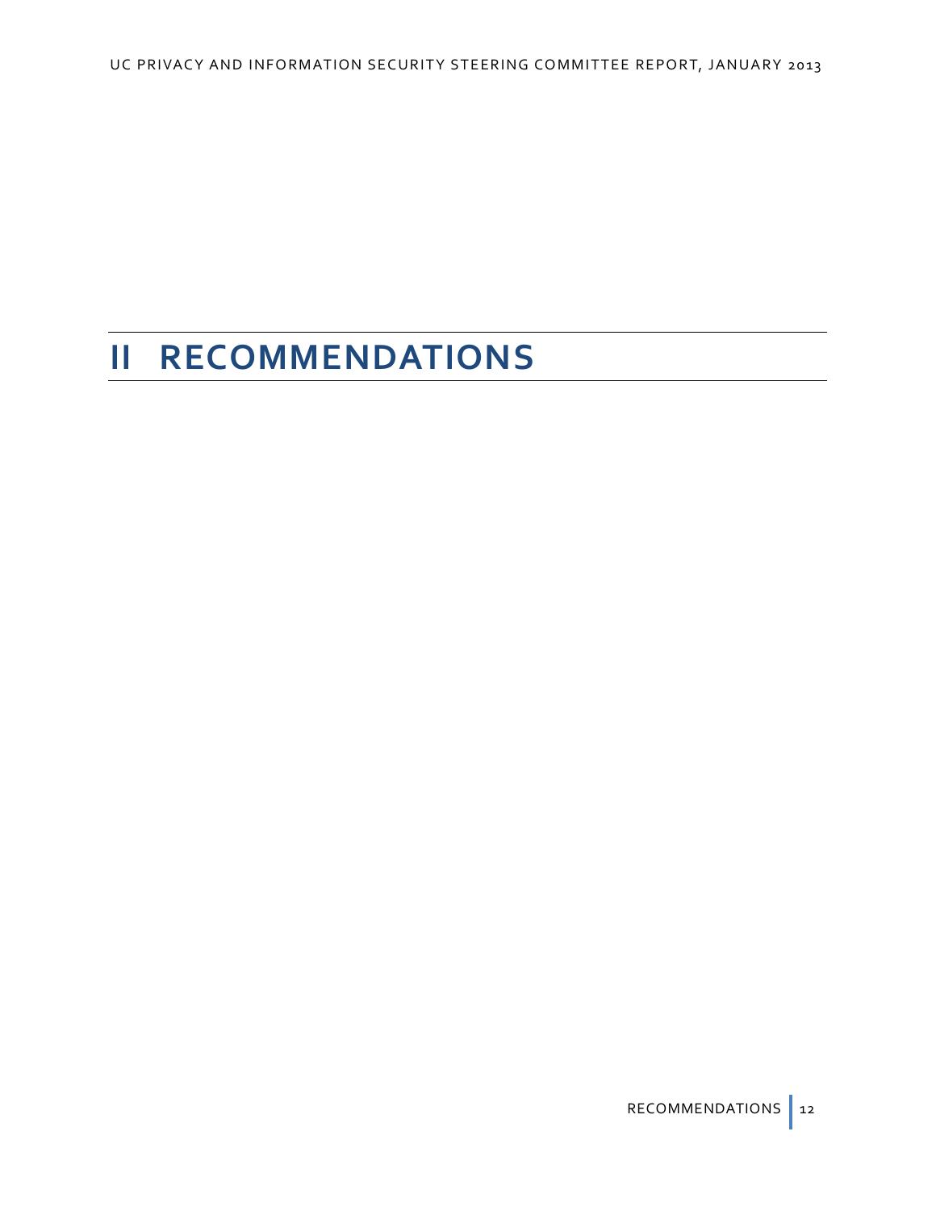# II RECOMMENDATIONS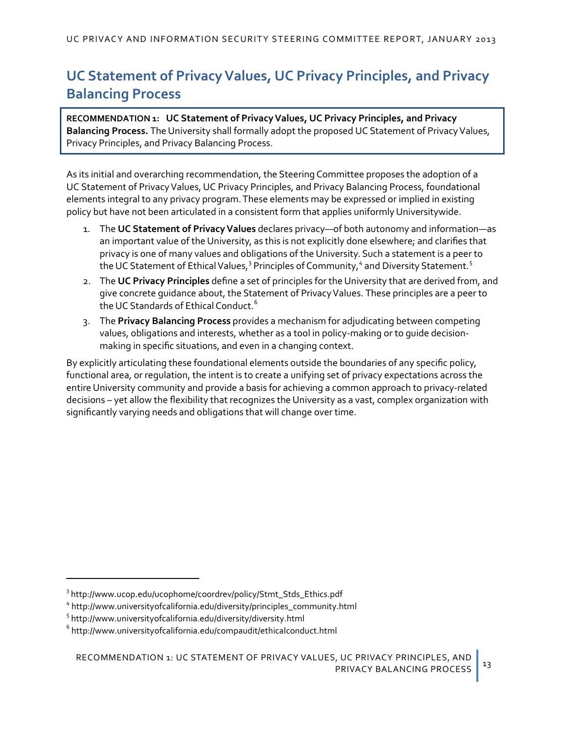## UC Statement of Privacy Values, UC Privacy Principles, and Privacy Balancing Process

**RECOMMENDATION 1: UC Statement of Privacy Values, UC Privacy Principles, and Privacy Balancing Process.** The University shall formally adopt the proposed UC Statement of Privacy Values, Privacy Principles, and Privacy Balancing Process.

As its initial and overarching recommendation, the Steering Committee proposes the adoption of a UC Statement of Privacy Values, UC Privacy Principles, and Privacy Balancing Process, foundational elements integral to any privacy program. These elements may be expressed or implied in existing policy but have not been articulated in a consistent form that applies uniformly Universitywide.

1. The **UC Statement of Privacy Values** declares privacy—of both autonomy and information—as an important value of the University, as this is not explicitly done elsewhere; and clarifies that privacy is one of many values and obligations of the University. Such a statement is a peer to the UC Statement of Ethical Values,[3] Principles of Community,[4] and Diversity Statement.[5]
2. The **UC Privacy Principles** define a set of principles for the University that are derived from, and give concrete guidance about, the Statement of Privacy Values. These principles are a peer to the UC Standards of Ethical Conduct.[6]
3. The **Privacy Balancing Process** provides a mechanism for adjudicating between competing values, obligations and interests, whether as a tool in policy-making or to guide decision-making in specific situations, and even in a changing context.

By explicitly articulating these foundational elements outside the boundaries of any specific policy, functional area, or regulation, the intent is to create a unifying set of privacy expectations across the entire University community and provide a basis for achieving a common approach to privacy-related decisions – yet allow the flexibility that recognizes the University as a vast, complex organization with significantly varying needs and obligations that will change over time.

---

[3] http://www.ucop.edu/ucophome/coordrev/policy/Stmt_Stds_Ethics.pdf

[4] http://www.universityofcalifornia.edu/diversity/principles_community.html

[5] http://www.universityofcalifornia.edu/diversity/diversity.html

[6] http://www.universityofcalifornia.edu/compaudit/ethicalconduct.html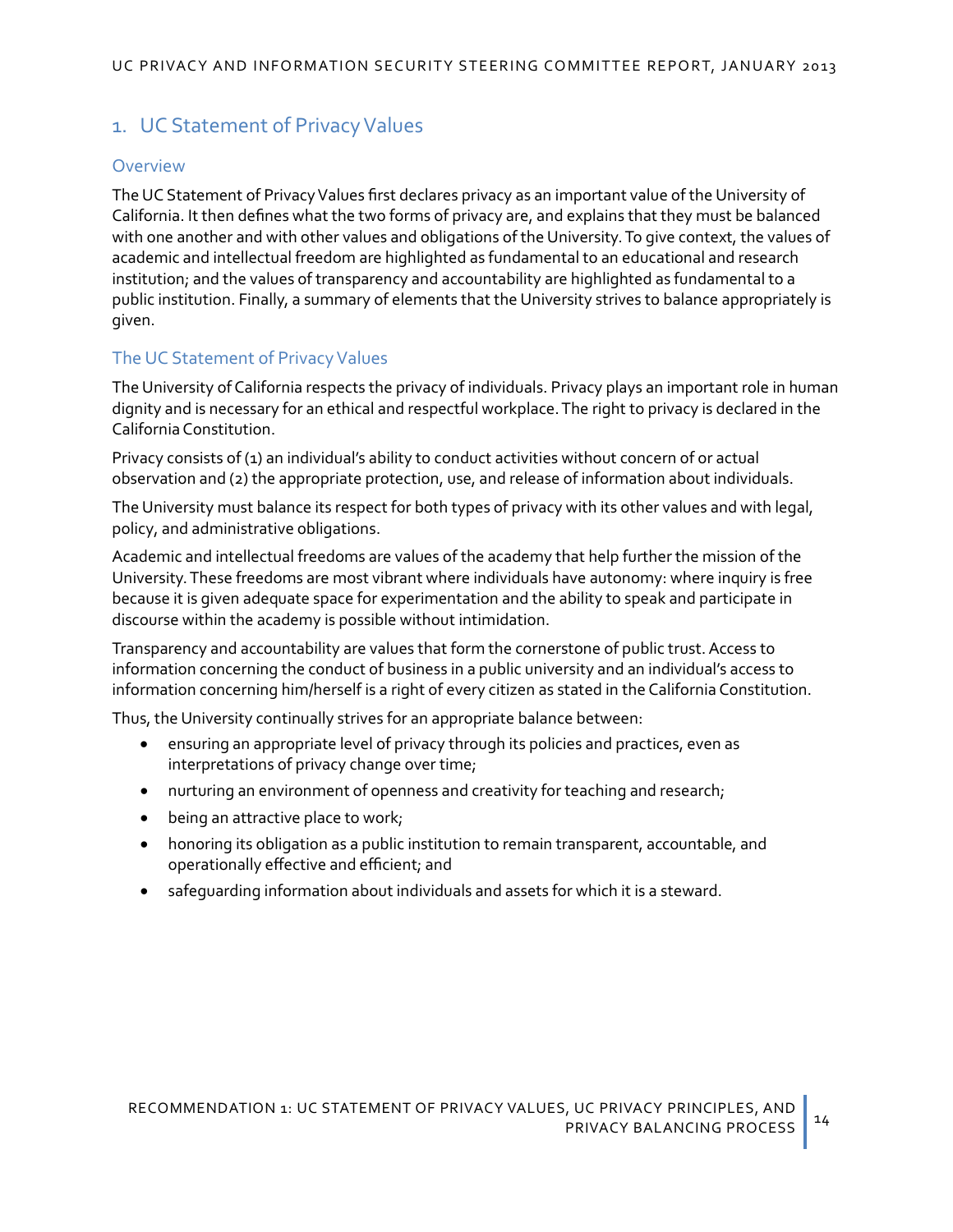## 1. UC Statement of Privacy Values

### Overview

The UC Statement of Privacy Values first declares privacy as an important value of the University of California. It then defines what the two forms of privacy are, and explains that they must be balanced with one another and with other values and obligations of the University. To give context, the values of academic and intellectual freedom are highlighted as fundamental to an educational and research institution; and the values of transparency and accountability are highlighted as fundamental to a public institution. Finally, a summary of elements that the University strives to balance appropriately is given.

### The UC Statement of Privacy Values

The University of California respects the privacy of individuals. Privacy plays an important role in human dignity and is necessary for an ethical and respectful workplace. The right to privacy is declared in the California Constitution.

Privacy consists of (1) an individual's ability to conduct activities without concern of or actual observation and (2) the appropriate protection, use, and release of information about individuals.

The University must balance its respect for both types of privacy with its other values and with legal, policy, and administrative obligations.

Academic and intellectual freedoms are values of the academy that help further the mission of the University. These freedoms are most vibrant where individuals have autonomy: where inquiry is free because it is given adequate space for experimentation and the ability to speak and participate in discourse within the academy is possible without intimidation.

Transparency and accountability are values that form the cornerstone of public trust. Access to information concerning the conduct of business in a public university and an individual's access to information concerning him/herself is a right of every citizen as stated in the California Constitution.

Thus, the University continually strives for an appropriate balance between:

- ensuring an appropriate level of privacy through its policies and practices, even as interpretations of privacy change over time;
- nurturing an environment of openness and creativity for teaching and research;
- being an attractive place to work;
- honoring its obligation as a public institution to remain transparent, accountable, and operationally effective and efficient; and
- safeguarding information about individuals and assets for which it is a steward.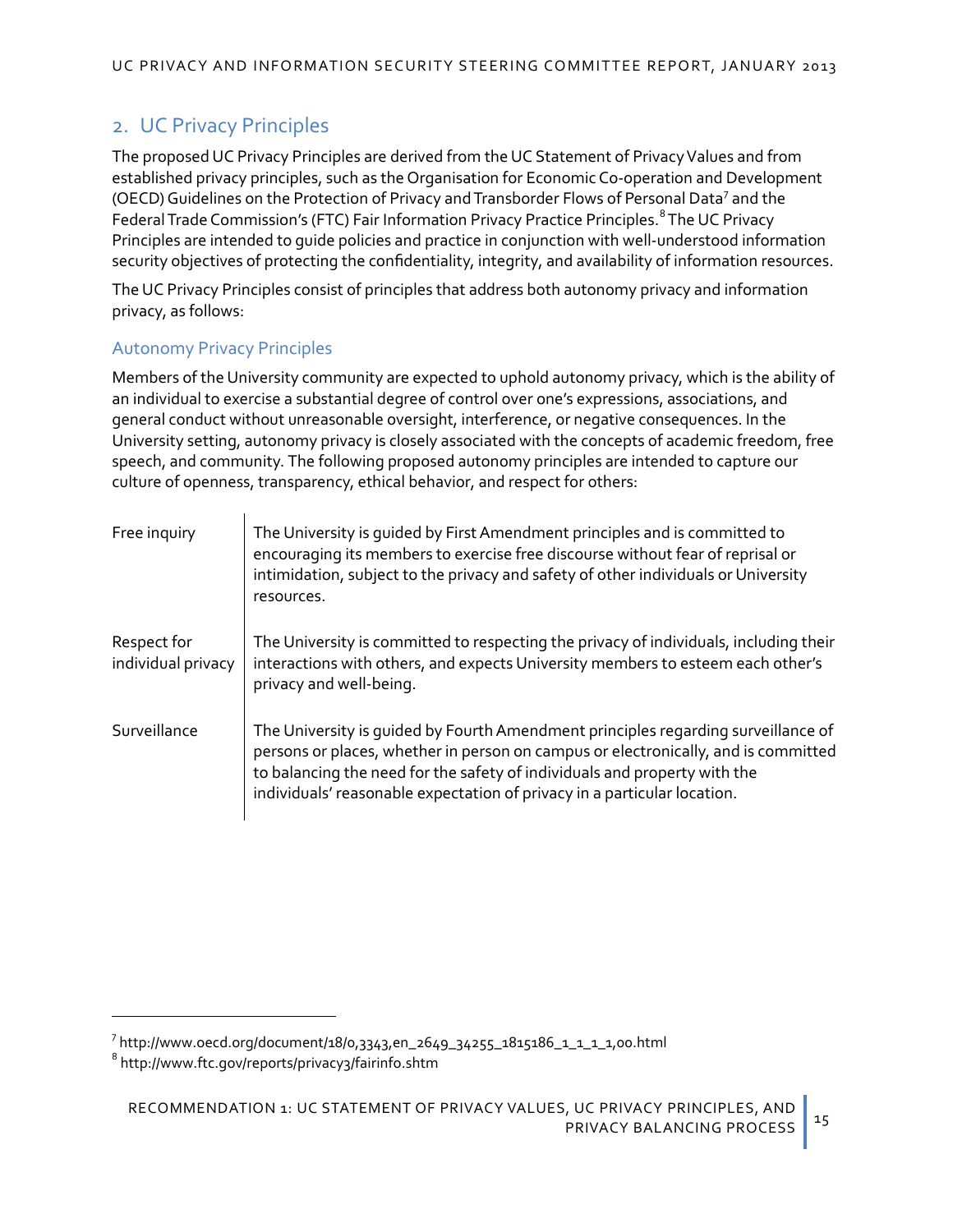## 2. UC Privacy Principles

The proposed UC Privacy Principles are derived from the UC Statement of Privacy Values and from established privacy principles, such as the Organisation for Economic Co-operation and Development (OECD) Guidelines on the Protection of Privacy and Transborder Flows of Personal Data[7] and the Federal Trade Commission's (FTC) Fair Information Privacy Practice Principles.[8] The UC Privacy Principles are intended to guide policies and practice in conjunction with well-understood information security objectives of protecting the confidentiality, integrity, and availability of information resources.

The UC Privacy Principles consist of principles that address both autonomy privacy and information privacy, as follows:

### Autonomy Privacy Principles

Members of the University community are expected to uphold autonomy privacy, which is the ability of an individual to exercise a substantial degree of control over one's expressions, associations, and general conduct without unreasonable oversight, interference, or negative consequences. In the University setting, autonomy privacy is closely associated with the concepts of academic freedom, free speech, and community. The following proposed autonomy principles are intended to capture our culture of openness, transparency, ethical behavior, and respect for others:

| | |
|---|---|
| Free inquiry | The University is guided by First Amendment principles and is committed to encouraging its members to exercise free discourse without fear of reprisal or intimidation, subject to the privacy and safety of other individuals or University resources. |
| Respect for individual privacy | The University is committed to respecting the privacy of individuals, including their interactions with others, and expects University members to esteem each other's privacy and well-being. |
| Surveillance | The University is guided by Fourth Amendment principles regarding surveillance of persons or places, whether in person on campus or electronically, and is committed to balancing the need for the safety of individuals and property with the individuals' reasonable expectation of privacy in a particular location. |

[7] http://www.oecd.org/document/18/0,3343,en_2649_34255_1815186_1_1_1_1,00.html
[8] http://www.ftc.gov/reports/privacy3/fairinfo.shtm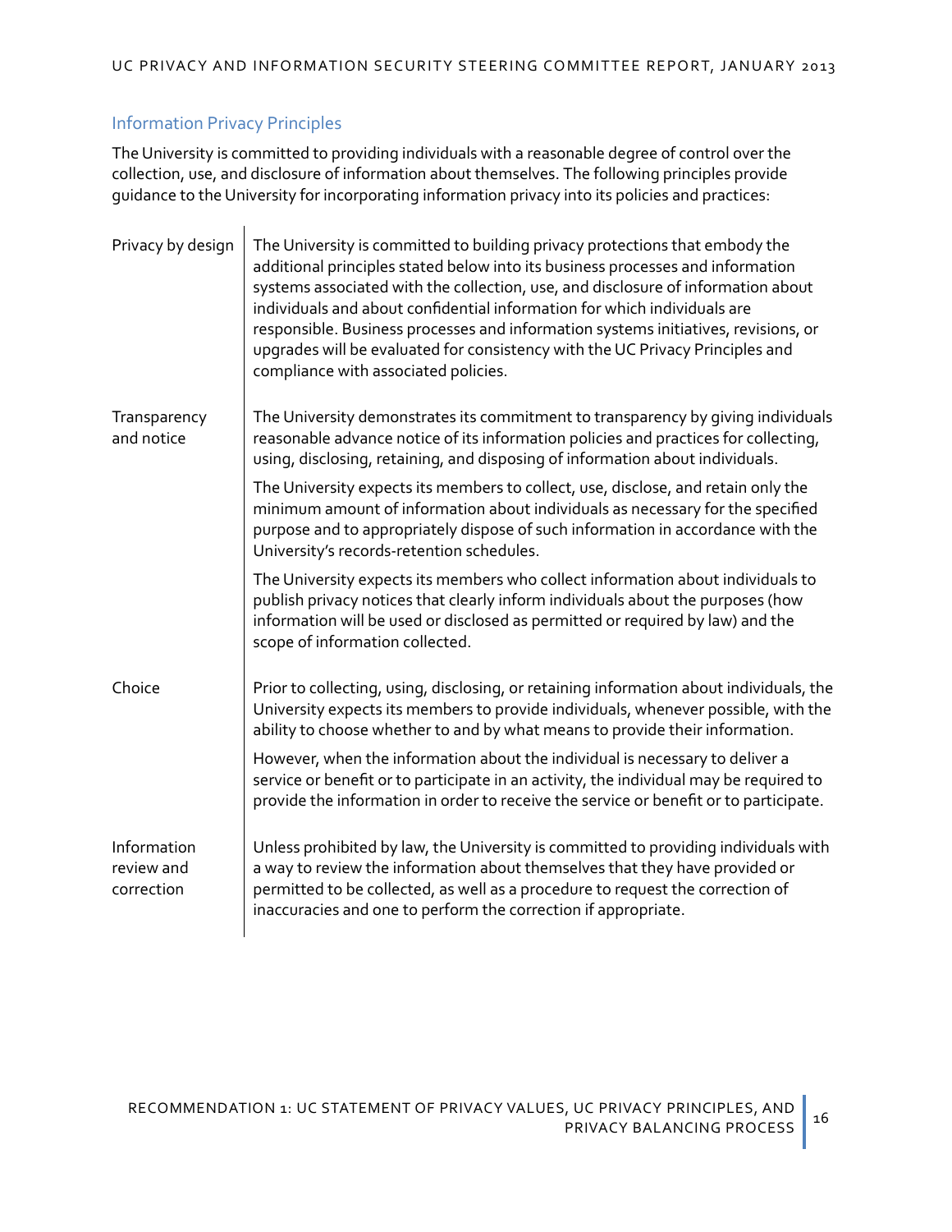## Information Privacy Principles

The University is committed to providing individuals with a reasonable degree of control over the collection, use, and disclosure of information about themselves. The following principles provide guidance to the University for incorporating information privacy into its policies and practices:

| | |
|---|---|
| Privacy by design | The University is committed to building privacy protections that embody the additional principles stated below into its business processes and information systems associated with the collection, use, and disclosure of information about individuals and about confidential information for which individuals are responsible. Business processes and information systems initiatives, revisions, or upgrades will be evaluated for consistency with the UC Privacy Principles and compliance with associated policies. |
| Transparency and notice | The University demonstrates its commitment to transparency by giving individuals reasonable advance notice of its information policies and practices for collecting, using, disclosing, retaining, and disposing of information about individuals.<br><br>The University expects its members to collect, use, disclose, and retain only the minimum amount of information about individuals as necessary for the specified purpose and to appropriately dispose of such information in accordance with the University's records-retention schedules.<br><br>The University expects its members who collect information about individuals to publish privacy notices that clearly inform individuals about the purposes (how information will be used or disclosed as permitted or required by law) and the scope of information collected. |
| Choice | Prior to collecting, using, disclosing, or retaining information about individuals, the University expects its members to provide individuals, whenever possible, with the ability to choose whether to and by what means to provide their information.<br><br>However, when the information about the individual is necessary to deliver a service or benefit or to participate in an activity, the individual may be required to provide the information in order to receive the service or benefit or to participate. |
| Information review and correction | Unless prohibited by law, the University is committed to providing individuals with a way to review the information about themselves that they have provided or permitted to be collected, as well as a procedure to request the correction of inaccuracies and one to perform the correction if appropriate. |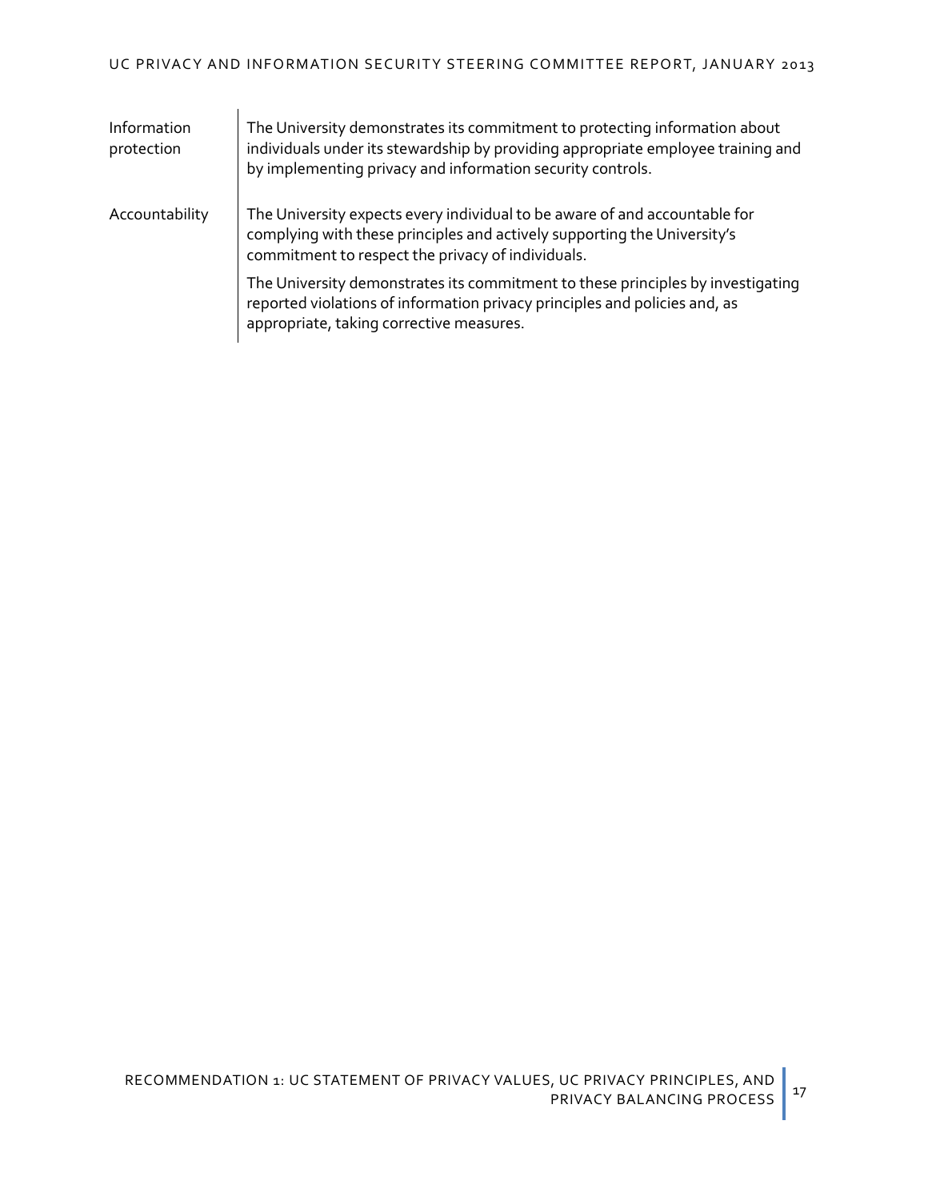| | |
|---|---|
| Information protection | The University demonstrates its commitment to protecting information about individuals under its stewardship by providing appropriate employee training and by implementing privacy and information security controls. |
| Accountability | The University expects every individual to be aware of and accountable for complying with these principles and actively supporting the University's commitment to respect the privacy of individuals.<br><br>The University demonstrates its commitment to these principles by investigating reported violations of information privacy principles and policies and, as appropriate, taking corrective measures. |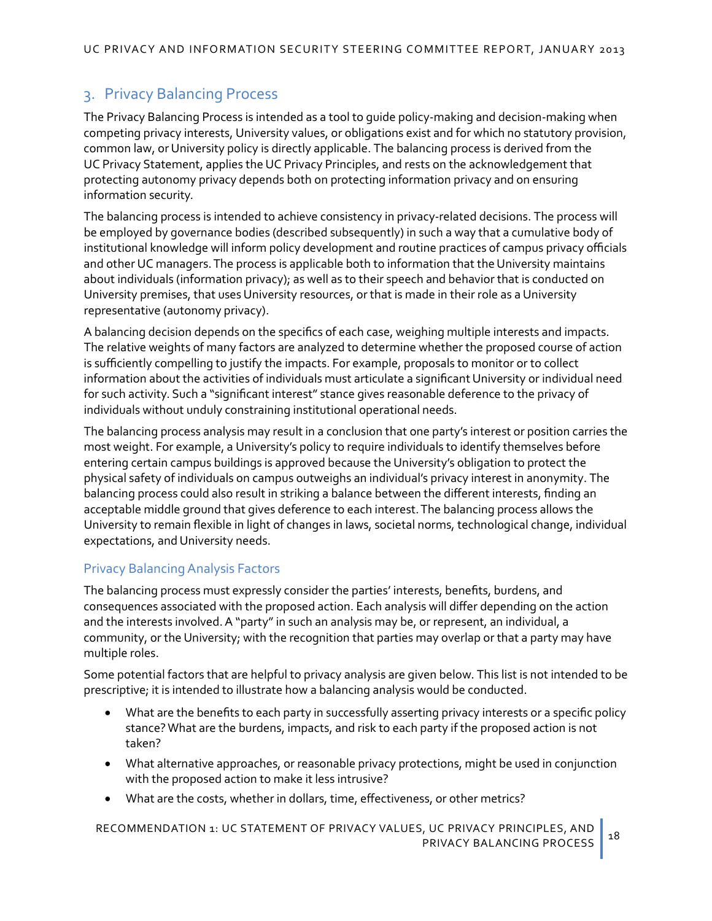## 3. Privacy Balancing Process

The Privacy Balancing Process is intended as a tool to guide policy-making and decision-making when competing privacy interests, University values, or obligations exist and for which no statutory provision, common law, or University policy is directly applicable. The balancing process is derived from the UC Privacy Statement, applies the UC Privacy Principles, and rests on the acknowledgement that protecting autonomy privacy depends both on protecting information privacy and on ensuring information security.

The balancing process is intended to achieve consistency in privacy-related decisions. The process will be employed by governance bodies (described subsequently) in such a way that a cumulative body of institutional knowledge will inform policy development and routine practices of campus privacy officials and other UC managers. The process is applicable both to information that the University maintains about individuals (information privacy); as well as to their speech and behavior that is conducted on University premises, that uses University resources, or that is made in their role as a University representative (autonomy privacy).

A balancing decision depends on the specifics of each case, weighing multiple interests and impacts. The relative weights of many factors are analyzed to determine whether the proposed course of action is sufficiently compelling to justify the impacts. For example, proposals to monitor or to collect information about the activities of individuals must articulate a significant University or individual need for such activity. Such a "significant interest" stance gives reasonable deference to the privacy of individuals without unduly constraining institutional operational needs.

The balancing process analysis may result in a conclusion that one party's interest or position carries the most weight. For example, a University's policy to require individuals to identify themselves before entering certain campus buildings is approved because the University's obligation to protect the physical safety of individuals on campus outweighs an individual's privacy interest in anonymity. The balancing process could also result in striking a balance between the different interests, finding an acceptable middle ground that gives deference to each interest. The balancing process allows the University to remain flexible in light of changes in laws, societal norms, technological change, individual expectations, and University needs.

### Privacy Balancing Analysis Factors

The balancing process must expressly consider the parties' interests, benefits, burdens, and consequences associated with the proposed action. Each analysis will differ depending on the action and the interests involved. A "party" in such an analysis may be, or represent, an individual, a community, or the University; with the recognition that parties may overlap or that a party may have multiple roles.

Some potential factors that are helpful to privacy analysis are given below. This list is not intended to be prescriptive; it is intended to illustrate how a balancing analysis would be conducted.

- What are the benefits to each party in successfully asserting privacy interests or a specific policy stance? What are the burdens, impacts, and risk to each party if the proposed action is not taken?
- What alternative approaches, or reasonable privacy protections, might be used in conjunction with the proposed action to make it less intrusive?
- What are the costs, whether in dollars, time, effectiveness, or other metrics?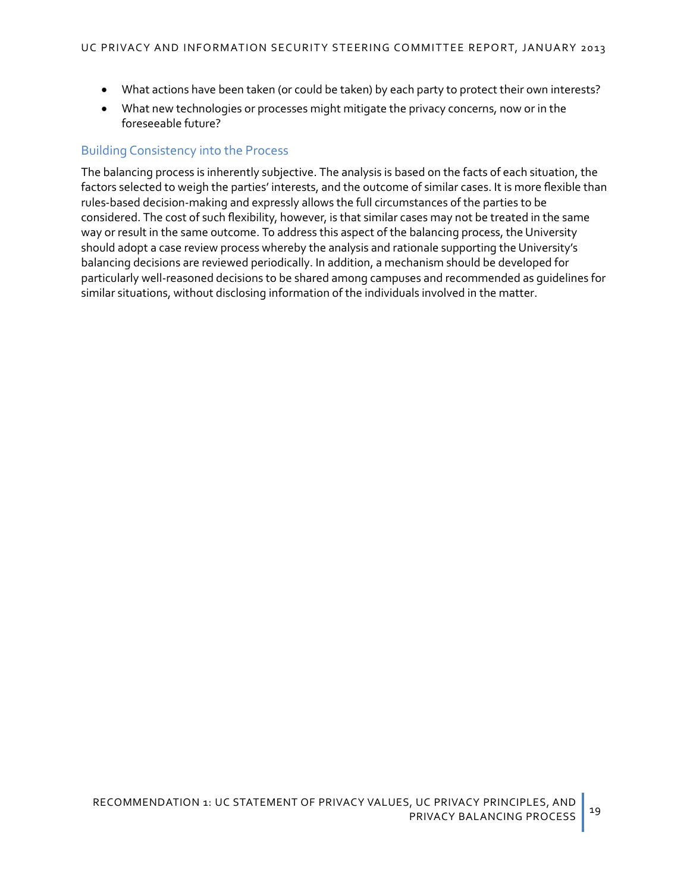- What actions have been taken (or could be taken) by each party to protect their own interests?
- What new technologies or processes might mitigate the privacy concerns, now or in the foreseeable future?

### Building Consistency into the Process

The balancing process is inherently subjective. The analysis is based on the facts of each situation, the factors selected to weigh the parties' interests, and the outcome of similar cases. It is more flexible than rules-based decision-making and expressly allows the full circumstances of the parties to be considered. The cost of such flexibility, however, is that similar cases may not be treated in the same way or result in the same outcome. To address this aspect of the balancing process, the University should adopt a case review process whereby the analysis and rationale supporting the University's balancing decisions are reviewed periodically. In addition, a mechanism should be developed for particularly well-reasoned decisions to be shared among campuses and recommended as guidelines for similar situations, without disclosing information of the individuals involved in the matter.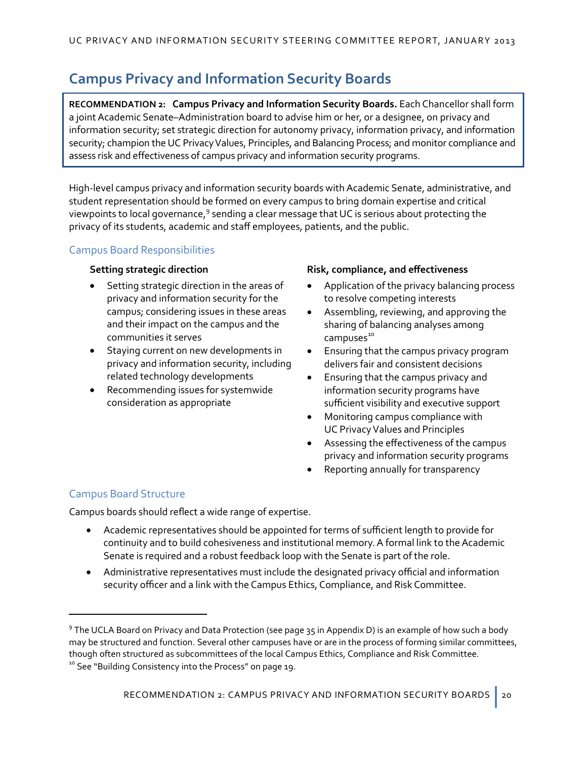## Campus Privacy and Information Security Boards

**RECOMMENDATION 2: Campus Privacy and Information Security Boards.** Each Chancellor shall form a joint Academic Senate–Administration board to advise him or her, or a designee, on privacy and information security; set strategic direction for autonomy privacy, information privacy, and information security; champion the UC Privacy Values, Principles, and Balancing Process; and monitor compliance and assess risk and effectiveness of campus privacy and information security programs.

High-level campus privacy and information security boards with Academic Senate, administrative, and student representation should be formed on every campus to bring domain expertise and critical viewpoints to local governance,[9] sending a clear message that UC is serious about protecting the privacy of its students, academic and staff employees, patients, and the public.

### Campus Board Responsibilities

**Setting strategic direction**

- Setting strategic direction in the areas of privacy and information security for the campus; considering issues in these areas and their impact on the campus and the communities it serves
- Staying current on new developments in privacy and information security, including related technology developments
- Recommending issues for systemwide consideration as appropriate

**Risk, compliance, and effectiveness**

- Application of the privacy balancing process to resolve competing interests
- Assembling, reviewing, and approving the sharing of balancing analyses among campuses[10]
- Ensuring that the campus privacy program delivers fair and consistent decisions
- Ensuring that the campus privacy and information security programs have sufficient visibility and executive support
- Monitoring campus compliance with UC Privacy Values and Principles
- Assessing the effectiveness of the campus privacy and information security programs
- Reporting annually for transparency

### Campus Board Structure

Campus boards should reflect a wide range of expertise.

- Academic representatives should be appointed for terms of sufficient length to provide for continuity and to build cohesiveness and institutional memory. A formal link to the Academic Senate is required and a robust feedback loop with the Senate is part of the role.
- Administrative representatives must include the designated privacy official and information security officer and a link with the Campus Ethics, Compliance, and Risk Committee.

---

[9] The UCLA Board on Privacy and Data Protection (see page 35 in Appendix D) is an example of how such a body may be structured and function. Several other campuses have or are in the process of forming similar committees, though often structured as subcommittees of the local Campus Ethics, Compliance and Risk Committee.

[10] See "Building Consistency into the Process" on page 19.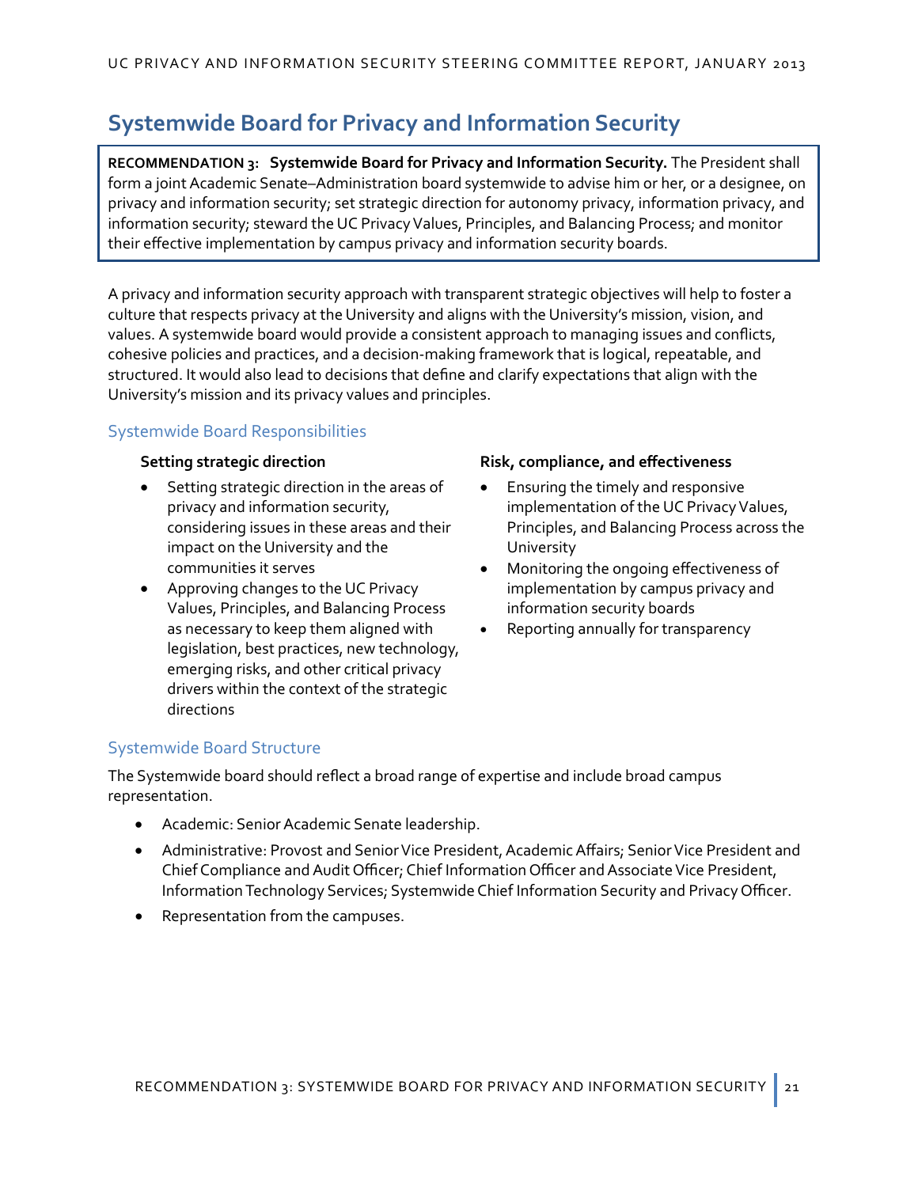## Systemwide Board for Privacy and Information Security

**RECOMMENDATION 3: Systemwide Board for Privacy and Information Security.** The President shall form a joint Academic Senate–Administration board systemwide to advise him or her, or a designee, on privacy and information security; set strategic direction for autonomy privacy, information privacy, and information security; steward the UC Privacy Values, Principles, and Balancing Process; and monitor their effective implementation by campus privacy and information security boards.

A privacy and information security approach with transparent strategic objectives will help to foster a culture that respects privacy at the University and aligns with the University's mission, vision, and values. A systemwide board would provide a consistent approach to managing issues and conflicts, cohesive policies and practices, and a decision-making framework that is logical, repeatable, and structured. It would also lead to decisions that define and clarify expectations that align with the University's mission and its privacy values and principles.

### Systemwide Board Responsibilities

**Setting strategic direction**

- Setting strategic direction in the areas of privacy and information security, considering issues in these areas and their impact on the University and the communities it serves
- Approving changes to the UC Privacy Values, Principles, and Balancing Process as necessary to keep them aligned with legislation, best practices, new technology, emerging risks, and other critical privacy drivers within the context of the strategic directions

**Risk, compliance, and effectiveness**

- Ensuring the timely and responsive implementation of the UC Privacy Values, Principles, and Balancing Process across the University
- Monitoring the ongoing effectiveness of implementation by campus privacy and information security boards
- Reporting annually for transparency

### Systemwide Board Structure

The Systemwide board should reflect a broad range of expertise and include broad campus representation.

- Academic: Senior Academic Senate leadership.
- Administrative: Provost and Senior Vice President, Academic Affairs; Senior Vice President and Chief Compliance and Audit Officer; Chief Information Officer and Associate Vice President, Information Technology Services; Systemwide Chief Information Security and Privacy Officer.
- Representation from the campuses.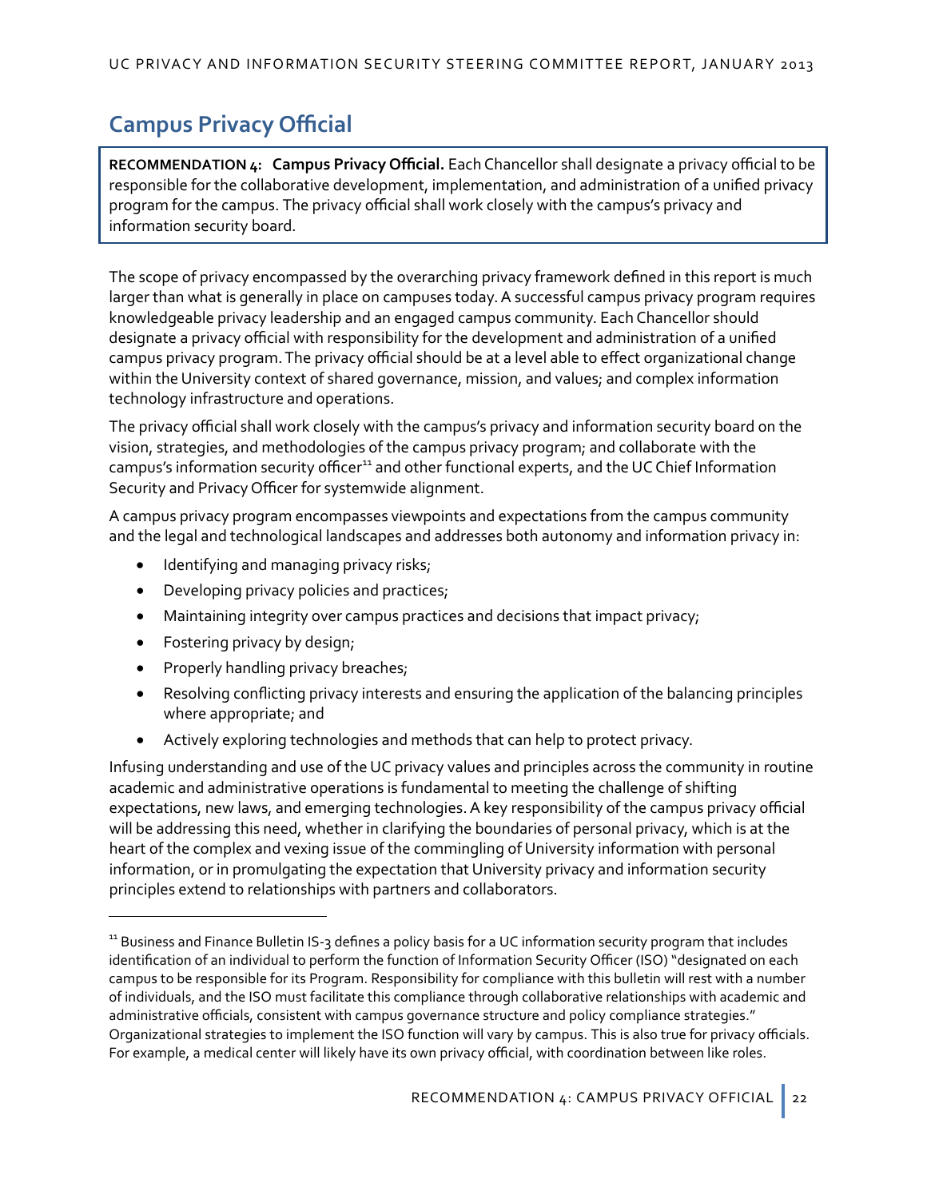## Campus Privacy Official

**RECOMMENDATION 4: Campus Privacy Official.** Each Chancellor shall designate a privacy official to be responsible for the collaborative development, implementation, and administration of a unified privacy program for the campus. The privacy official shall work closely with the campus's privacy and information security board.

The scope of privacy encompassed by the overarching privacy framework defined in this report is much larger than what is generally in place on campuses today. A successful campus privacy program requires knowledgeable privacy leadership and an engaged campus community. Each Chancellor should designate a privacy official with responsibility for the development and administration of a unified campus privacy program. The privacy official should be at a level able to effect organizational change within the University context of shared governance, mission, and values; and complex information technology infrastructure and operations.

The privacy official shall work closely with the campus's privacy and information security board on the vision, strategies, and methodologies of the campus privacy program; and collaborate with the campus's information security officer[11] and other functional experts, and the UC Chief Information Security and Privacy Officer for systemwide alignment.

A campus privacy program encompasses viewpoints and expectations from the campus community and the legal and technological landscapes and addresses both autonomy and information privacy in:

- Identifying and managing privacy risks;
- Developing privacy policies and practices;
- Maintaining integrity over campus practices and decisions that impact privacy;
- Fostering privacy by design;
- Properly handling privacy breaches;
- Resolving conflicting privacy interests and ensuring the application of the balancing principles where appropriate; and
- Actively exploring technologies and methods that can help to protect privacy.

Infusing understanding and use of the UC privacy values and principles across the community in routine academic and administrative operations is fundamental to meeting the challenge of shifting expectations, new laws, and emerging technologies. A key responsibility of the campus privacy official will be addressing this need, whether in clarifying the boundaries of personal privacy, which is at the heart of the complex and vexing issue of the commingling of University information with personal information, or in promulgating the expectation that University privacy and information security principles extend to relationships with partners and collaborators.

---

[11] Business and Finance Bulletin IS-3 defines a policy basis for a UC information security program that includes identification of an individual to perform the function of Information Security Officer (ISO) "designated on each campus to be responsible for its Program. Responsibility for compliance with this bulletin will rest with a number of individuals, and the ISO must facilitate this compliance through collaborative relationships with academic and administrative officials, consistent with campus governance structure and policy compliance strategies." Organizational strategies to implement the ISO function will vary by campus. This is also true for privacy officials. For example, a medical center will likely have its own privacy official, with coordination between like roles.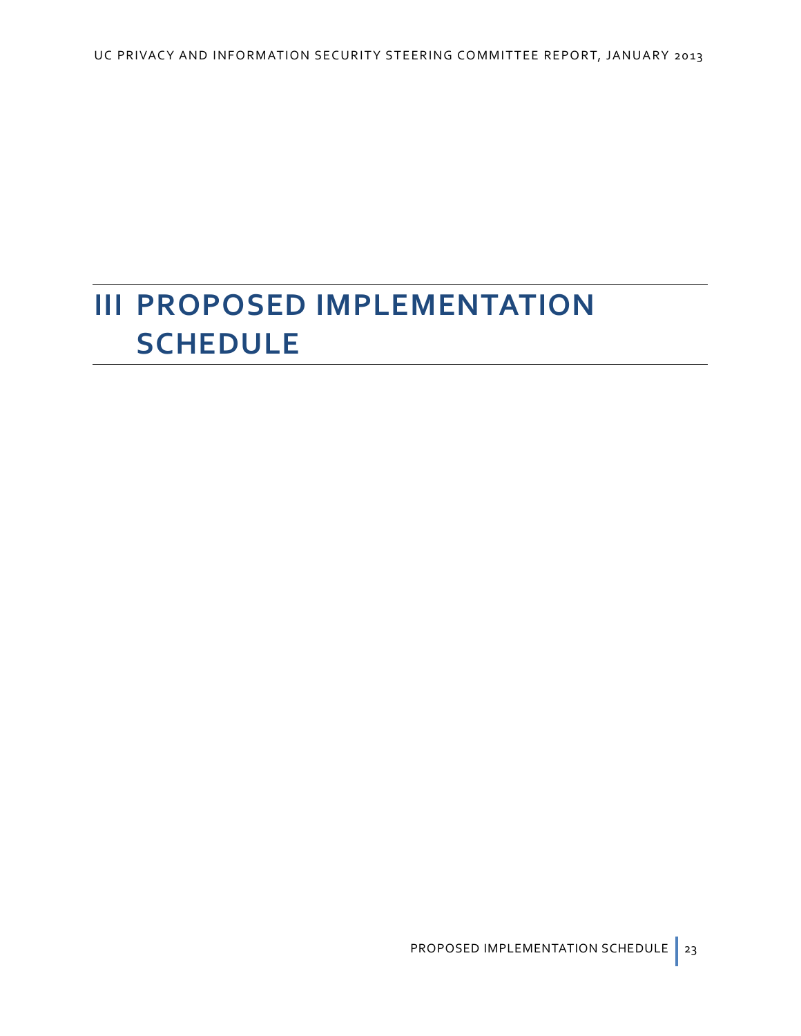# III PROPOSED IMPLEMENTATION SCHEDULE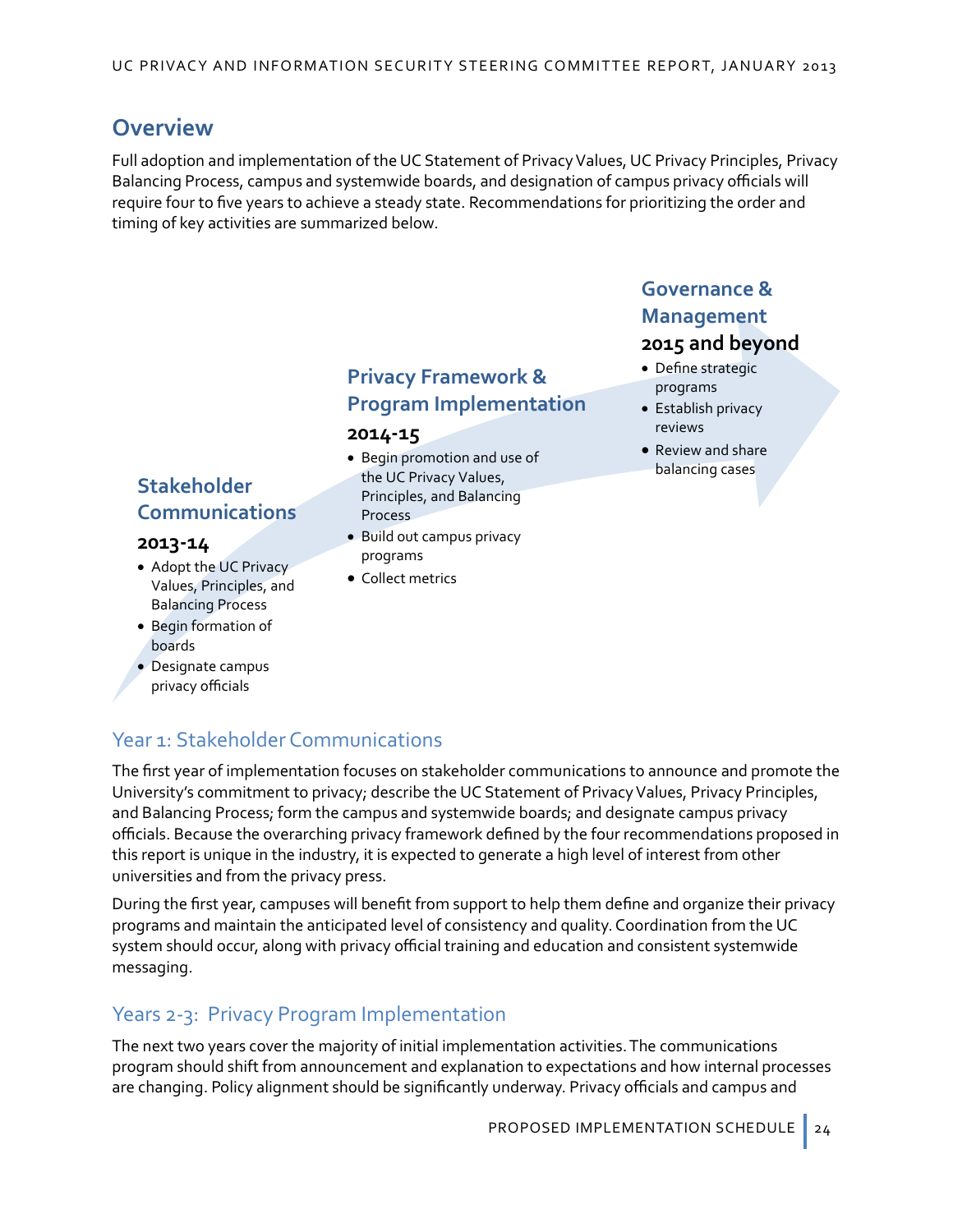## Overview

Full adoption and implementation of the UC Statement of Privacy Values, UC Privacy Principles, Privacy Balancing Process, campus and systemwide boards, and designation of campus privacy officials will require four to five years to achieve a steady state. Recommendations for prioritizing the order and timing of key activities are summarized below.

**Stakeholder Communications**

**2013-14**

- Adopt the UC Privacy Values, Principles, and Balancing Process
- Begin formation of boards
- Designate campus privacy officials

**Privacy Framework & Program Implementation**

**2014-15**

- Begin promotion and use of the UC Privacy Values, Principles, and Balancing Process
- Build out campus privacy programs
- Collect metrics

**Governance & Management**

**2015 and beyond**

- Define strategic programs
- Establish privacy reviews
- Review and share balancing cases

### Year 1: Stakeholder Communications

The first year of implementation focuses on stakeholder communications to announce and promote the University's commitment to privacy; describe the UC Statement of Privacy Values, Privacy Principles, and Balancing Process; form the campus and systemwide boards; and designate campus privacy officials. Because the overarching privacy framework defined by the four recommendations proposed in this report is unique in the industry, it is expected to generate a high level of interest from other universities and from the privacy press.

During the first year, campuses will benefit from support to help them define and organize their privacy programs and maintain the anticipated level of consistency and quality. Coordination from the UC system should occur, along with privacy official training and education and consistent systemwide messaging.

### Years 2-3: Privacy Program Implementation

The next two years cover the majority of initial implementation activities. The communications program should shift from announcement and explanation to expectations and how internal processes are changing. Policy alignment should be significantly underway. Privacy officials and campus and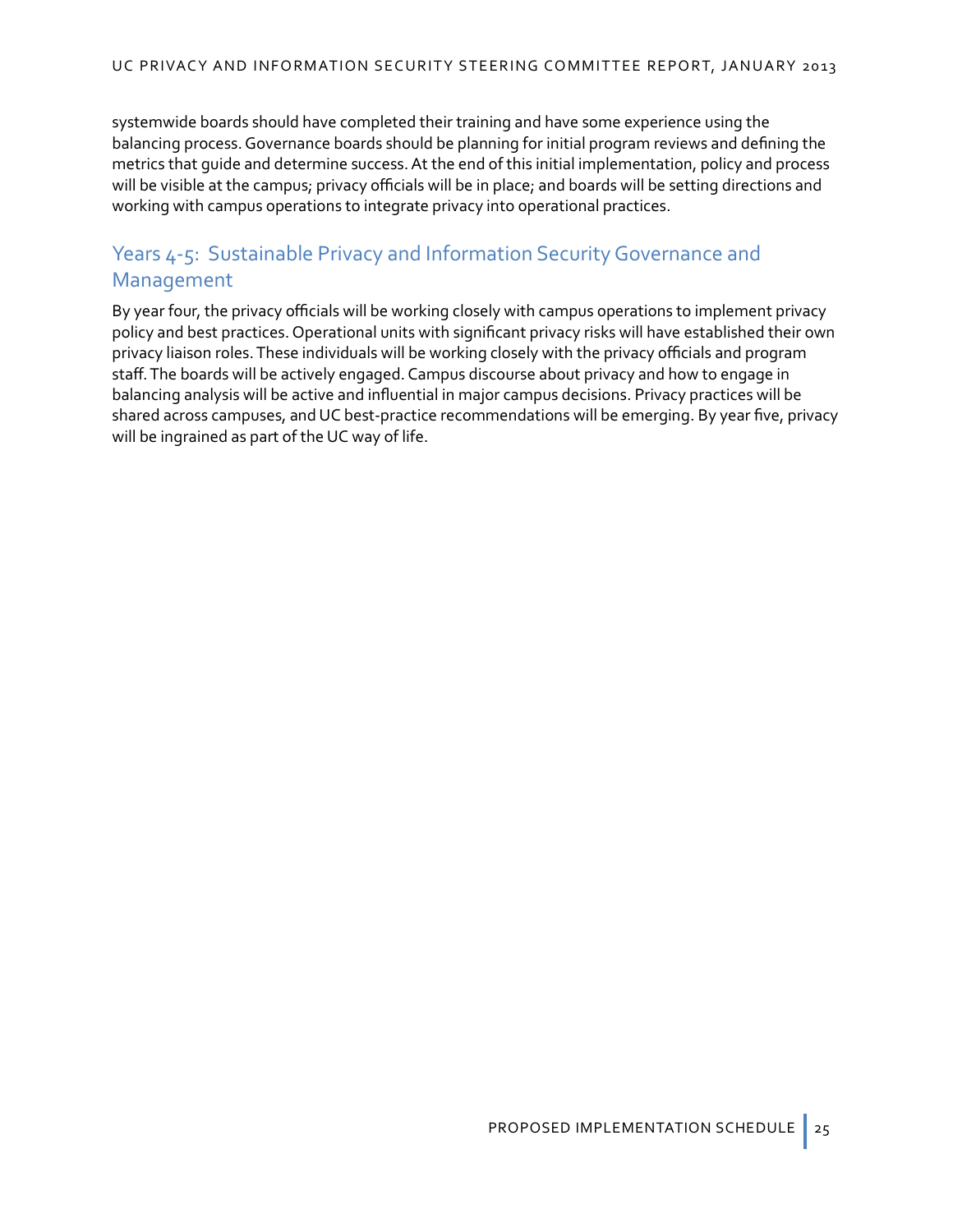systemwide boards should have completed their training and have some experience using the balancing process. Governance boards should be planning for initial program reviews and defining the metrics that guide and determine success. At the end of this initial implementation, policy and process will be visible at the campus; privacy officials will be in place; and boards will be setting directions and working with campus operations to integrate privacy into operational practices.

## Years 4-5: Sustainable Privacy and Information Security Governance and Management

By year four, the privacy officials will be working closely with campus operations to implement privacy policy and best practices. Operational units with significant privacy risks will have established their own privacy liaison roles. These individuals will be working closely with the privacy officials and program staff. The boards will be actively engaged. Campus discourse about privacy and how to engage in balancing analysis will be active and influential in major campus decisions. Privacy practices will be shared across campuses, and UC best-practice recommendations will be emerging. By year five, privacy will be ingrained as part of the UC way of life.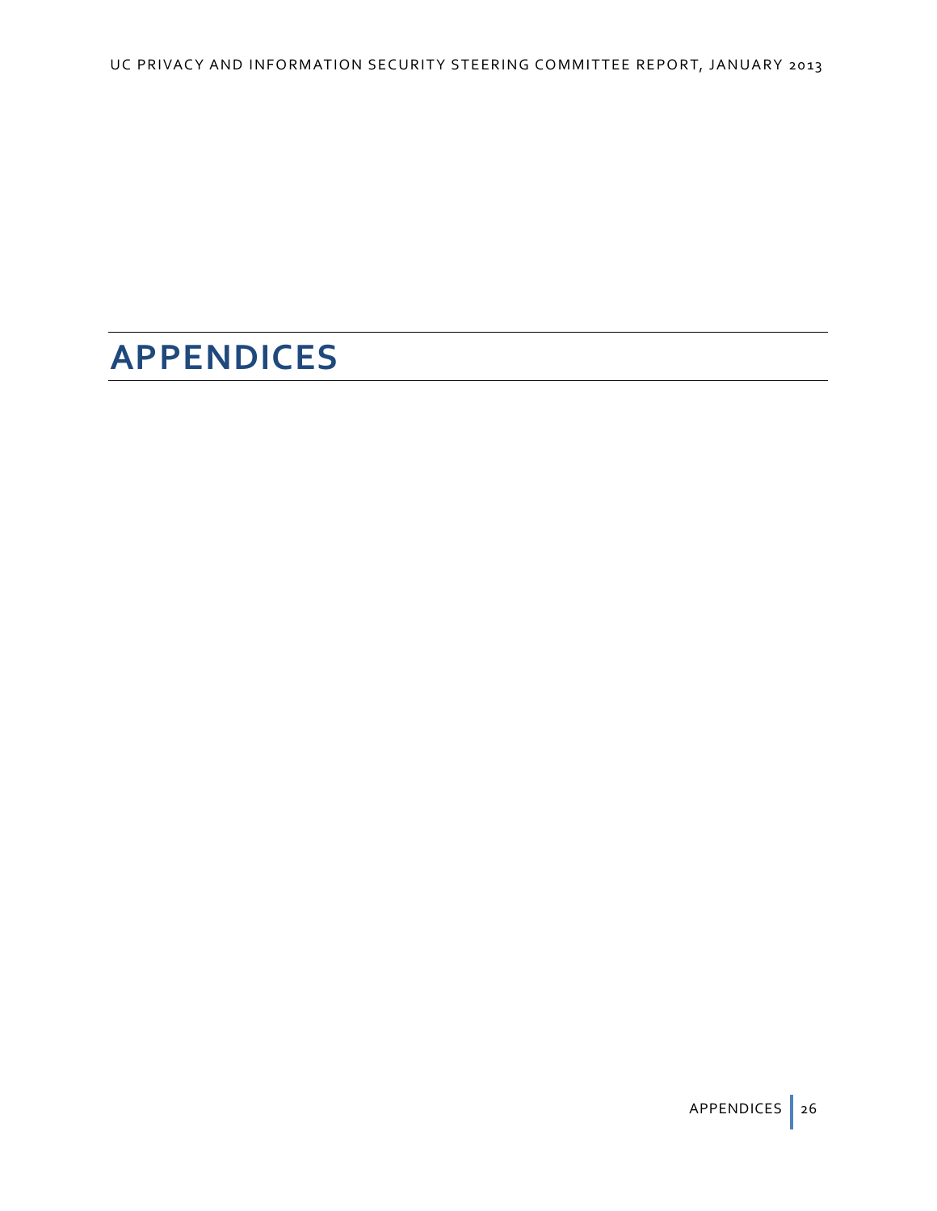# APPENDICES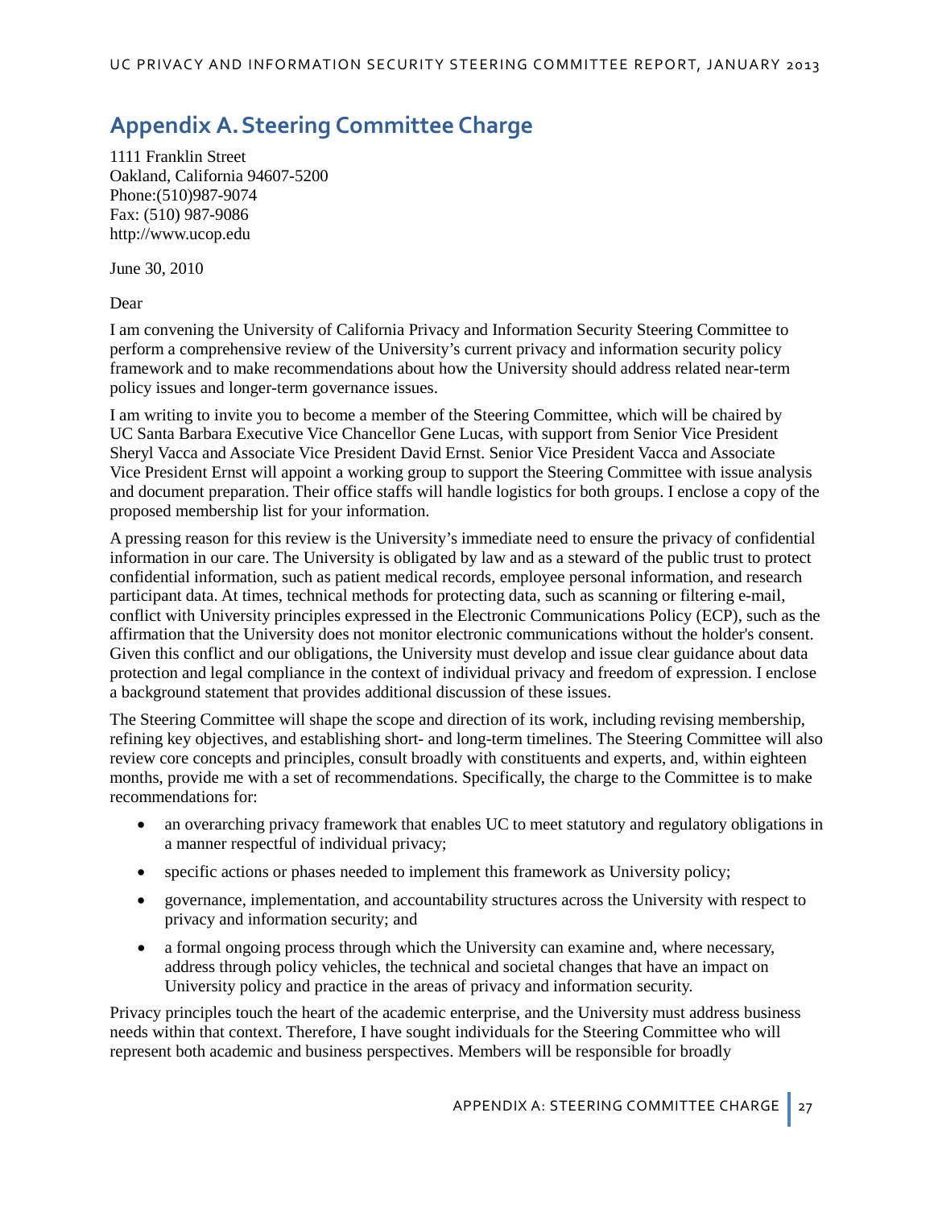## Appendix A. Steering Committee Charge

1111 Franklin Street
Oakland, California 94607-5200
Phone:(510)987-9074
Fax: (510) 987-9086
http://www.ucop.edu

June 30, 2010

Dear

I am convening the University of California Privacy and Information Security Steering Committee to perform a comprehensive review of the University's current privacy and information security policy framework and to make recommendations about how the University should address related near-term policy issues and longer-term governance issues.

I am writing to invite you to become a member of the Steering Committee, which will be chaired by UC Santa Barbara Executive Vice Chancellor Gene Lucas, with support from Senior Vice President Sheryl Vacca and Associate Vice President David Ernst. Senior Vice President Vacca and Associate Vice President Ernst will appoint a working group to support the Steering Committee with issue analysis and document preparation. Their office staffs will handle logistics for both groups. I enclose a copy of the proposed membership list for your information.

A pressing reason for this review is the University's immediate need to ensure the privacy of confidential information in our care. The University is obligated by law and as a steward of the public trust to protect confidential information, such as patient medical records, employee personal information, and research participant data. At times, technical methods for protecting data, such as scanning or filtering e-mail, conflict with University principles expressed in the Electronic Communications Policy (ECP), such as the affirmation that the University does not monitor electronic communications without the holder's consent. Given this conflict and our obligations, the University must develop and issue clear guidance about data protection and legal compliance in the context of individual privacy and freedom of expression. I enclose a background statement that provides additional discussion of these issues.

The Steering Committee will shape the scope and direction of its work, including revising membership, refining key objectives, and establishing short- and long-term timelines. The Steering Committee will also review core concepts and principles, consult broadly with constituents and experts, and, within eighteen months, provide me with a set of recommendations. Specifically, the charge to the Committee is to make recommendations for:

- an overarching privacy framework that enables UC to meet statutory and regulatory obligations in a manner respectful of individual privacy;
- specific actions or phases needed to implement this framework as University policy;
- governance, implementation, and accountability structures across the University with respect to privacy and information security; and
- a formal ongoing process through which the University can examine and, where necessary, address through policy vehicles, the technical and societal changes that have an impact on University policy and practice in the areas of privacy and information security.

Privacy principles touch the heart of the academic enterprise, and the University must address business needs within that context. Therefore, I have sought individuals for the Steering Committee who will represent both academic and business perspectives. Members will be responsible for broadly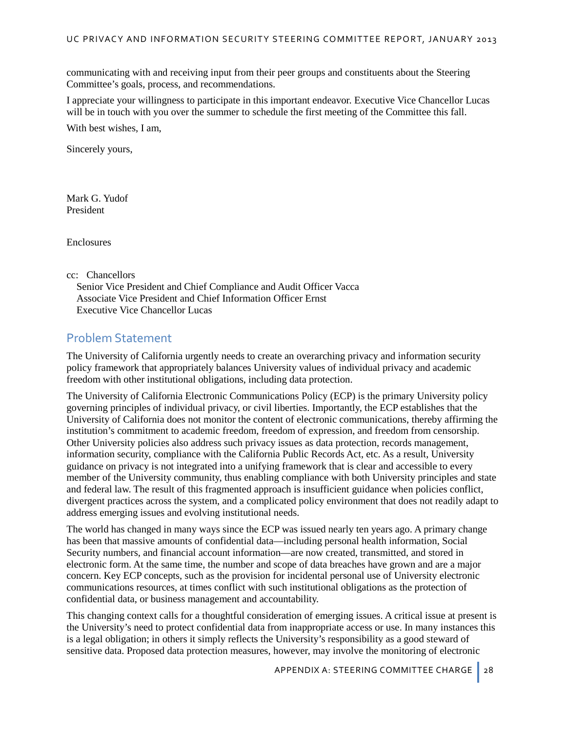communicating with and receiving input from their peer groups and constituents about the Steering Committee's goals, process, and recommendations.

I appreciate your willingness to participate in this important endeavor. Executive Vice Chancellor Lucas will be in touch with you over the summer to schedule the first meeting of the Committee this fall.

With best wishes, I am,

Sincerely yours,

Mark G. Yudof
President

Enclosures

cc: Chancellors
Senior Vice President and Chief Compliance and Audit Officer Vacca
Associate Vice President and Chief Information Officer Ernst
Executive Vice Chancellor Lucas

## Problem Statement

The University of California urgently needs to create an overarching privacy and information security policy framework that appropriately balances University values of individual privacy and academic freedom with other institutional obligations, including data protection.

The University of California Electronic Communications Policy (ECP) is the primary University policy governing principles of individual privacy, or civil liberties. Importantly, the ECP establishes that the University of California does not monitor the content of electronic communications, thereby affirming the institution's commitment to academic freedom, freedom of expression, and freedom from censorship. Other University policies also address such privacy issues as data protection, records management, information security, compliance with the California Public Records Act, etc. As a result, University guidance on privacy is not integrated into a unifying framework that is clear and accessible to every member of the University community, thus enabling compliance with both University principles and state and federal law. The result of this fragmented approach is insufficient guidance when policies conflict, divergent practices across the system, and a complicated policy environment that does not readily adapt to address emerging issues and evolving institutional needs.

The world has changed in many ways since the ECP was issued nearly ten years ago. A primary change has been that massive amounts of confidential data—including personal health information, Social Security numbers, and financial account information—are now created, transmitted, and stored in electronic form. At the same time, the number and scope of data breaches have grown and are a major concern. Key ECP concepts, such as the provision for incidental personal use of University electronic communications resources, at times conflict with such institutional obligations as the protection of confidential data, or business management and accountability.

This changing context calls for a thoughtful consideration of emerging issues. A critical issue at present is the University's need to protect confidential data from inappropriate access or use. In many instances this is a legal obligation; in others it simply reflects the University's responsibility as a good steward of sensitive data. Proposed data protection measures, however, may involve the monitoring of electronic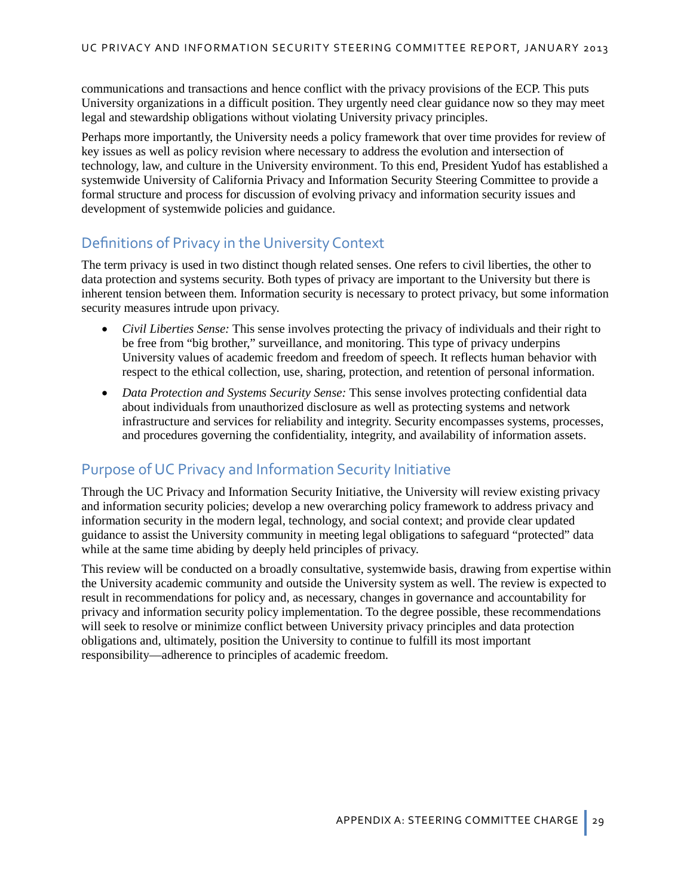communications and transactions and hence conflict with the privacy provisions of the ECP. This puts University organizations in a difficult position. They urgently need clear guidance now so they may meet legal and stewardship obligations without violating University privacy principles.

Perhaps more importantly, the University needs a policy framework that over time provides for review of key issues as well as policy revision where necessary to address the evolution and intersection of technology, law, and culture in the University environment. To this end, President Yudof has established a systemwide University of California Privacy and Information Security Steering Committee to provide a formal structure and process for discussion of evolving privacy and information security issues and development of systemwide policies and guidance.

## Definitions of Privacy in the University Context

The term privacy is used in two distinct though related senses. One refers to civil liberties, the other to data protection and systems security. Both types of privacy are important to the University but there is inherent tension between them. Information security is necessary to protect privacy, but some information security measures intrude upon privacy.

- *Civil Liberties Sense:* This sense involves protecting the privacy of individuals and their right to be free from "big brother," surveillance, and monitoring. This type of privacy underpins University values of academic freedom and freedom of speech. It reflects human behavior with respect to the ethical collection, use, sharing, protection, and retention of personal information.
- *Data Protection and Systems Security Sense:* This sense involves protecting confidential data about individuals from unauthorized disclosure as well as protecting systems and network infrastructure and services for reliability and integrity. Security encompasses systems, processes, and procedures governing the confidentiality, integrity, and availability of information assets.

## Purpose of UC Privacy and Information Security Initiative

Through the UC Privacy and Information Security Initiative, the University will review existing privacy and information security policies; develop a new overarching policy framework to address privacy and information security in the modern legal, technology, and social context; and provide clear updated guidance to assist the University community in meeting legal obligations to safeguard "protected" data while at the same time abiding by deeply held principles of privacy.

This review will be conducted on a broadly consultative, systemwide basis, drawing from expertise within the University academic community and outside the University system as well. The review is expected to result in recommendations for policy and, as necessary, changes in governance and accountability for privacy and information security policy implementation. To the degree possible, these recommendations will seek to resolve or minimize conflict between University privacy principles and data protection obligations and, ultimately, position the University to continue to fulfill its most important responsibility—adherence to principles of academic freedom.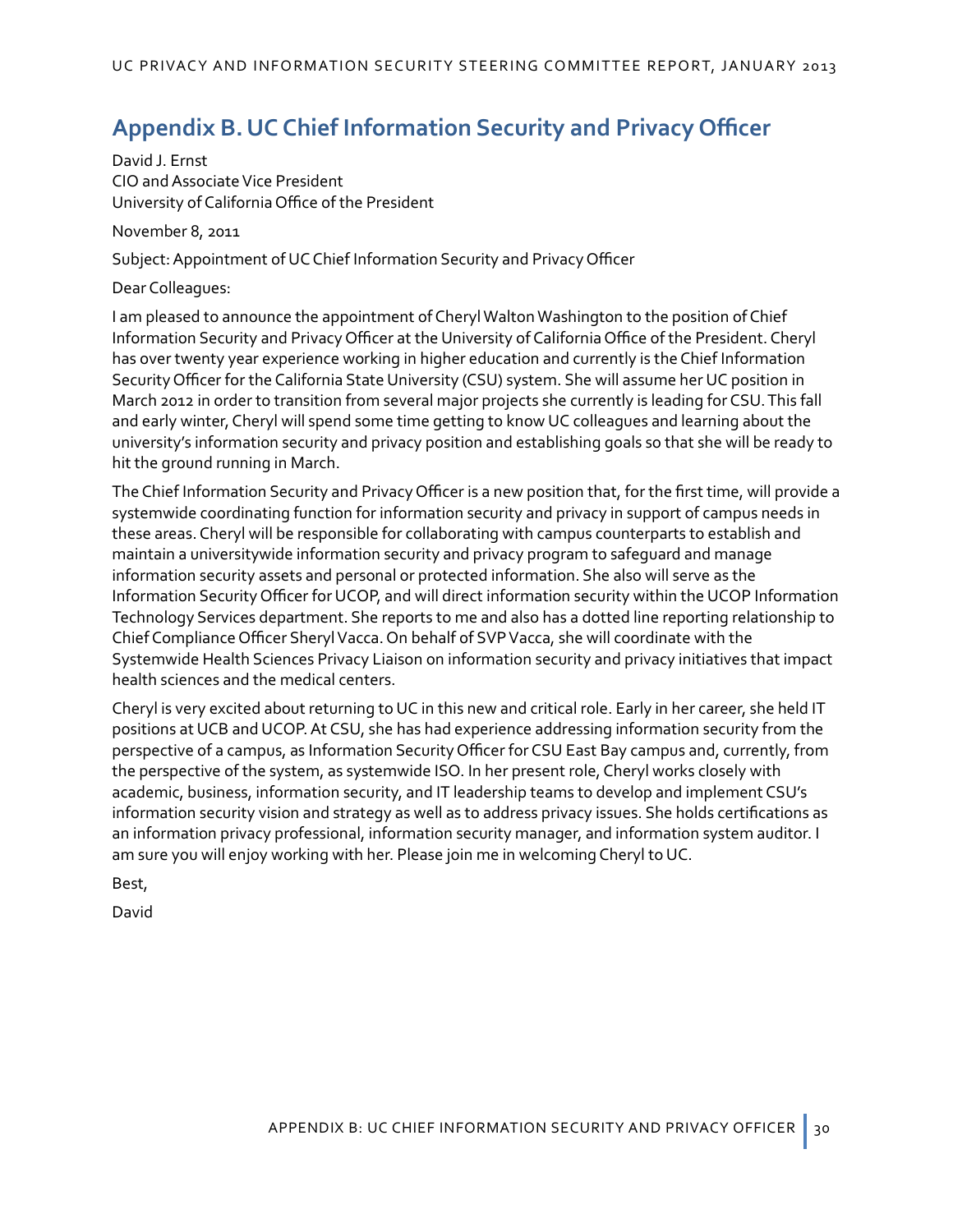# Appendix B. UC Chief Information Security and Privacy Officer

David J. Ernst
CIO and Associate Vice President
University of California Office of the President

November 8, 2011

Subject: Appointment of UC Chief Information Security and Privacy Officer

Dear Colleagues:

I am pleased to announce the appointment of Cheryl Walton Washington to the position of Chief Information Security and Privacy Officer at the University of California Office of the President. Cheryl has over twenty year experience working in higher education and currently is the Chief Information Security Officer for the California State University (CSU) system. She will assume her UC position in March 2012 in order to transition from several major projects she currently is leading for CSU. This fall and early winter, Cheryl will spend some time getting to know UC colleagues and learning about the university's information security and privacy position and establishing goals so that she will be ready to hit the ground running in March.

The Chief Information Security and Privacy Officer is a new position that, for the first time, will provide a systemwide coordinating function for information security and privacy in support of campus needs in these areas. Cheryl will be responsible for collaborating with campus counterparts to establish and maintain a universitywide information security and privacy program to safeguard and manage information security assets and personal or protected information. She also will serve as the Information Security Officer for UCOP, and will direct information security within the UCOP Information Technology Services department. She reports to me and also has a dotted line reporting relationship to Chief Compliance Officer Sheryl Vacca. On behalf of SVP Vacca, she will coordinate with the Systemwide Health Sciences Privacy Liaison on information security and privacy initiatives that impact health sciences and the medical centers.

Cheryl is very excited about returning to UC in this new and critical role. Early in her career, she held IT positions at UCB and UCOP. At CSU, she has had experience addressing information security from the perspective of a campus, as Information Security Officer for CSU East Bay campus and, currently, from the perspective of the system, as systemwide ISO. In her present role, Cheryl works closely with academic, business, information security, and IT leadership teams to develop and implement CSU's information security vision and strategy as well as to address privacy issues. She holds certifications as an information privacy professional, information security manager, and information system auditor. I am sure you will enjoy working with her. Please join me in welcoming Cheryl to UC.

Best,

David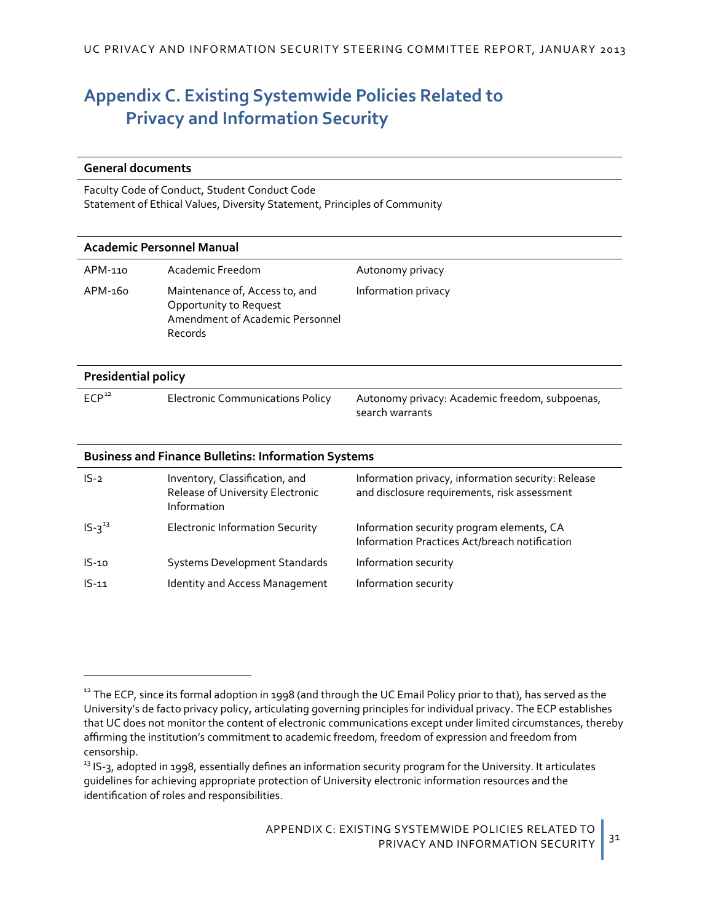# Appendix C. Existing Systemwide Policies Related to Privacy and Information Security

**General documents**

Faculty Code of Conduct, Student Conduct Code
Statement of Ethical Values, Diversity Statement, Principles of Community

**Academic Personnel Manual**

| | | |
|---|---|---|
| APM-110 | Academic Freedom | Autonomy privacy |
| APM-160 | Maintenance of, Access to, and Opportunity to Request Amendment of Academic Personnel Records | Information privacy |

**Presidential policy**

| | | |
|---|---|---|
| ECP[12] | Electronic Communications Policy | Autonomy privacy: Academic freedom, subpoenas, search warrants |

**Business and Finance Bulletins: Information Systems**

| | | |
|---|---|---|
| IS-2 | Inventory, Classification, and Release of University Electronic Information | Information privacy, information security: Release and disclosure requirements, risk assessment |
| IS-3[13] | Electronic Information Security | Information security program elements, CA Information Practices Act/breach notification |
| IS-10 | Systems Development Standards | Information security |
| IS-11 | Identity and Access Management | Information security |

---

[12] The ECP, since its formal adoption in 1998 (and through the UC Email Policy prior to that), has served as the University's de facto privacy policy, articulating governing principles for individual privacy. The ECP establishes that UC does not monitor the content of electronic communications except under limited circumstances, thereby affirming the institution's commitment to academic freedom, freedom of expression and freedom from censorship.

[13] IS-3, adopted in 1998, essentially defines an information security program for the University. It articulates guidelines for achieving appropriate protection of University electronic information resources and the identification of roles and responsibilities.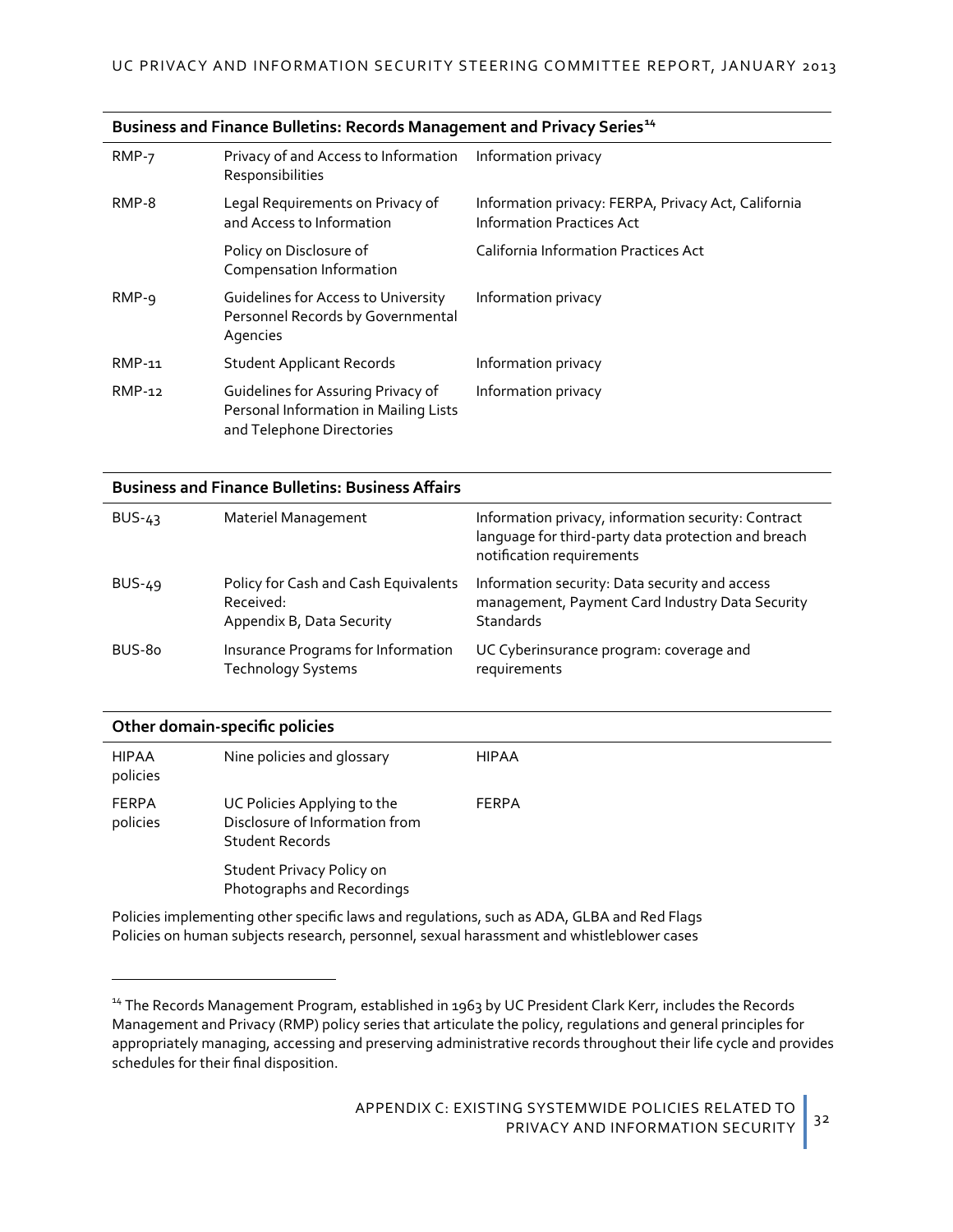| Business and Finance Bulletins: Records Management and Privacy Series[14] | | |
|---|---|---|
| RMP-7 | Privacy of and Access to Information Responsibilities | Information privacy |
| RMP-8 | Legal Requirements on Privacy of and Access to Information | Information privacy: FERPA, Privacy Act, California Information Practices Act |
| | Policy on Disclosure of Compensation Information | California Information Practices Act |
| RMP-9 | Guidelines for Access to University Personnel Records by Governmental Agencies | Information privacy |
| RMP-11 | Student Applicant Records | Information privacy |
| RMP-12 | Guidelines for Assuring Privacy of Personal Information in Mailing Lists and Telephone Directories | Information privacy |

| Business and Finance Bulletins: Business Affairs | | |
|---|---|---|
| BUS-43 | Materiel Management | Information privacy, information security: Contract language for third-party data protection and breach notification requirements |
| BUS-49 | Policy for Cash and Cash Equivalents Received: Appendix B, Data Security | Information security: Data security and access management, Payment Card Industry Data Security Standards |
| BUS-80 | Insurance Programs for Information Technology Systems | UC Cyberinsurance program: coverage and requirements |

| Other domain-specific policies | | |
|---|---|---|
| HIPAA policies | Nine policies and glossary | HIPAA |
| FERPA policies | UC Policies Applying to the Disclosure of Information from Student Records | FERPA |
| | Student Privacy Policy on Photographs and Recordings | |

Policies implementing other specific laws and regulations, such as ADA, GLBA and Red Flags
Policies on human subjects research, personnel, sexual harassment and whistleblower cases

[14] The Records Management Program, established in 1963 by UC President Clark Kerr, includes the Records Management and Privacy (RMP) policy series that articulate the policy, regulations and general principles for appropriately managing, accessing and preserving administrative records throughout their life cycle and provides schedules for their final disposition.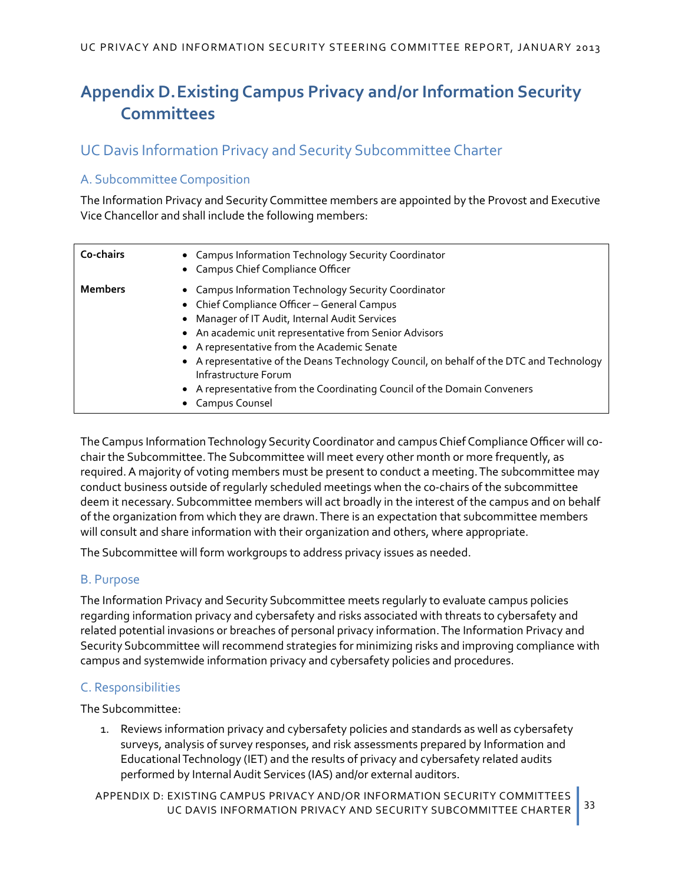# Appendix D. Existing Campus Privacy and/or Information Security Committees

## UC Davis Information Privacy and Security Subcommittee Charter

### A. Subcommittee Composition

The Information Privacy and Security Committee members are appointed by the Provost and Executive Vice Chancellor and shall include the following members:

| | |
|---|---|
| **Co-chairs** | • Campus Information Technology Security Coordinator<br>• Campus Chief Compliance Officer |
| **Members** | • Campus Information Technology Security Coordinator<br>• Chief Compliance Officer – General Campus<br>• Manager of IT Audit, Internal Audit Services<br>• An academic unit representative from Senior Advisors<br>• A representative from the Academic Senate<br>• A representative of the Deans Technology Council, on behalf of the DTC and Technology Infrastructure Forum<br>• A representative from the Coordinating Council of the Domain Conveners<br>• Campus Counsel |

The Campus Information Technology Security Coordinator and campus Chief Compliance Officer will co-chair the Subcommittee. The Subcommittee will meet every other month or more frequently, as required. A majority of voting members must be present to conduct a meeting. The subcommittee may conduct business outside of regularly scheduled meetings when the co-chairs of the subcommittee deem it necessary. Subcommittee members will act broadly in the interest of the campus and on behalf of the organization from which they are drawn. There is an expectation that subcommittee members will consult and share information with their organization and others, where appropriate.

The Subcommittee will form workgroups to address privacy issues as needed.

### B. Purpose

The Information Privacy and Security Subcommittee meets regularly to evaluate campus policies regarding information privacy and cybersafety and risks associated with threats to cybersafety and related potential invasions or breaches of personal privacy information. The Information Privacy and Security Subcommittee will recommend strategies for minimizing risks and improving compliance with campus and systemwide information privacy and cybersafety policies and procedures.

### C. Responsibilities

The Subcommittee:

1. Reviews information privacy and cybersafety policies and standards as well as cybersafety surveys, analysis of survey responses, and risk assessments prepared by Information and Educational Technology (IET) and the results of privacy and cybersafety related audits performed by Internal Audit Services (IAS) and/or external auditors.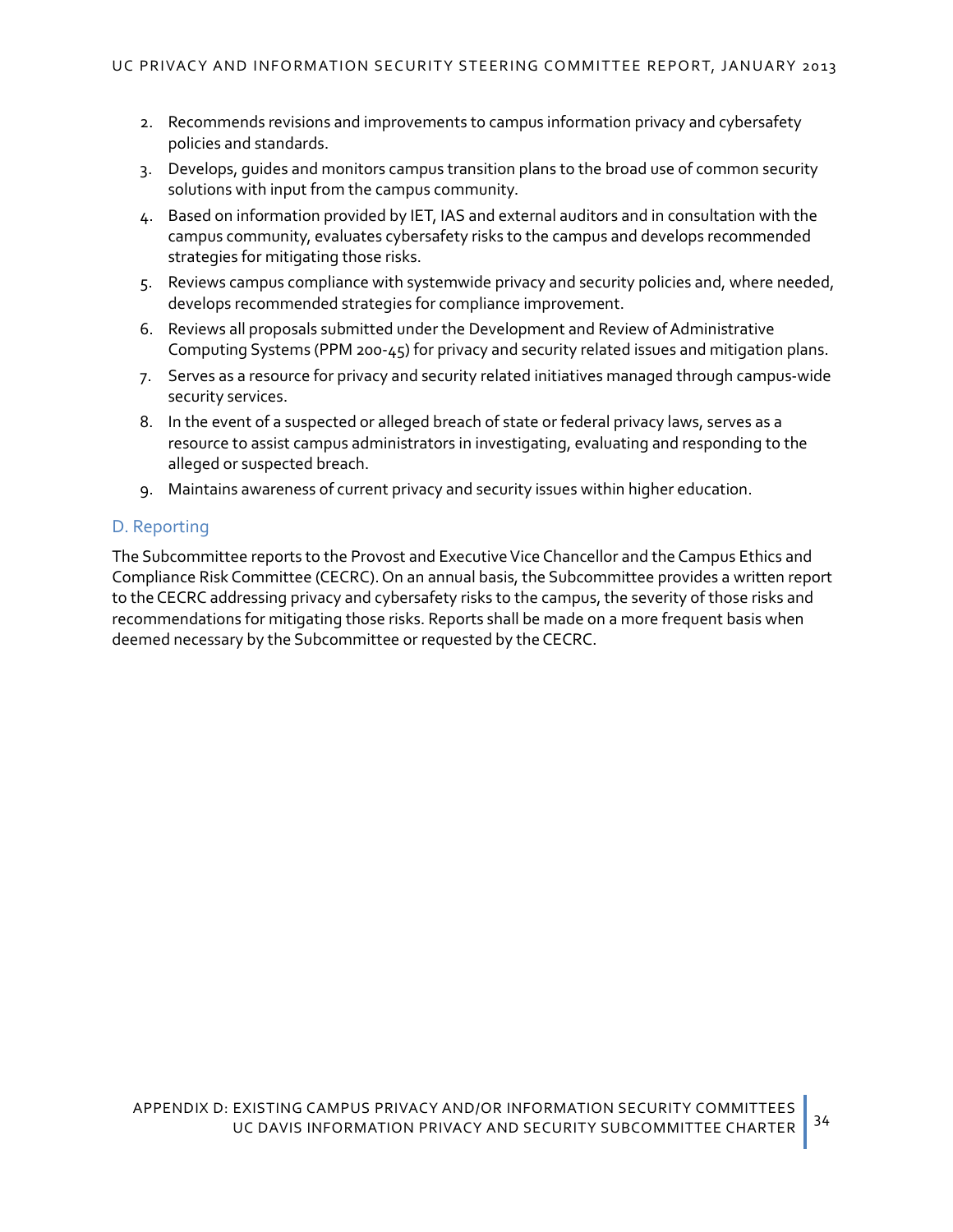2. Recommends revisions and improvements to campus information privacy and cybersafety policies and standards.
3. Develops, guides and monitors campus transition plans to the broad use of common security solutions with input from the campus community.
4. Based on information provided by IET, IAS and external auditors and in consultation with the campus community, evaluates cybersafety risks to the campus and develops recommended strategies for mitigating those risks.
5. Reviews campus compliance with systemwide privacy and security policies and, where needed, develops recommended strategies for compliance improvement.
6. Reviews all proposals submitted under the Development and Review of Administrative Computing Systems (PPM 200-45) for privacy and security related issues and mitigation plans.
7. Serves as a resource for privacy and security related initiatives managed through campus-wide security services.
8. In the event of a suspected or alleged breach of state or federal privacy laws, serves as a resource to assist campus administrators in investigating, evaluating and responding to the alleged or suspected breach.
9. Maintains awareness of current privacy and security issues within higher education.

### D. Reporting

The Subcommittee reports to the Provost and Executive Vice Chancellor and the Campus Ethics and Compliance Risk Committee (CECRC). On an annual basis, the Subcommittee provides a written report to the CECRC addressing privacy and cybersafety risks to the campus, the severity of those risks and recommendations for mitigating those risks. Reports shall be made on a more frequent basis when deemed necessary by the Subcommittee or requested by the CECRC.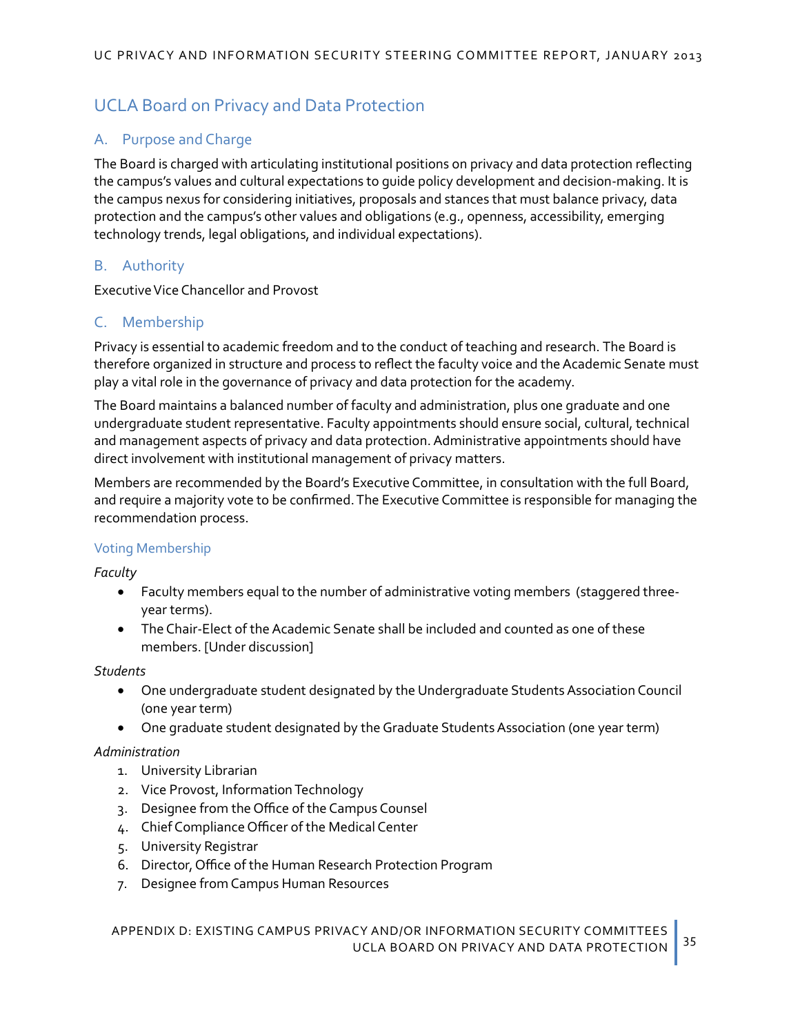## UCLA Board on Privacy and Data Protection

### A. Purpose and Charge

The Board is charged with articulating institutional positions on privacy and data protection reflecting the campus's values and cultural expectations to guide policy development and decision-making. It is the campus nexus for considering initiatives, proposals and stances that must balance privacy, data protection and the campus's other values and obligations (e.g., openness, accessibility, emerging technology trends, legal obligations, and individual expectations).

### B. Authority

Executive Vice Chancellor and Provost

### C. Membership

Privacy is essential to academic freedom and to the conduct of teaching and research. The Board is therefore organized in structure and process to reflect the faculty voice and the Academic Senate must play a vital role in the governance of privacy and data protection for the academy.

The Board maintains a balanced number of faculty and administration, plus one graduate and one undergraduate student representative. Faculty appointments should ensure social, cultural, technical and management aspects of privacy and data protection. Administrative appointments should have direct involvement with institutional management of privacy matters.

Members are recommended by the Board's Executive Committee, in consultation with the full Board, and require a majority vote to be confirmed. The Executive Committee is responsible for managing the recommendation process.

#### Voting Membership

*Faculty*

- Faculty members equal to the number of administrative voting members (staggered three-year terms).
- The Chair-Elect of the Academic Senate shall be included and counted as one of these members. [Under discussion]

*Students*

- One undergraduate student designated by the Undergraduate Students Association Council (one year term)
- One graduate student designated by the Graduate Students Association (one year term)

*Administration*

1. University Librarian
2. Vice Provost, Information Technology
3. Designee from the Office of the Campus Counsel
4. Chief Compliance Officer of the Medical Center
5. University Registrar
6. Director, Office of the Human Research Protection Program
7. Designee from Campus Human Resources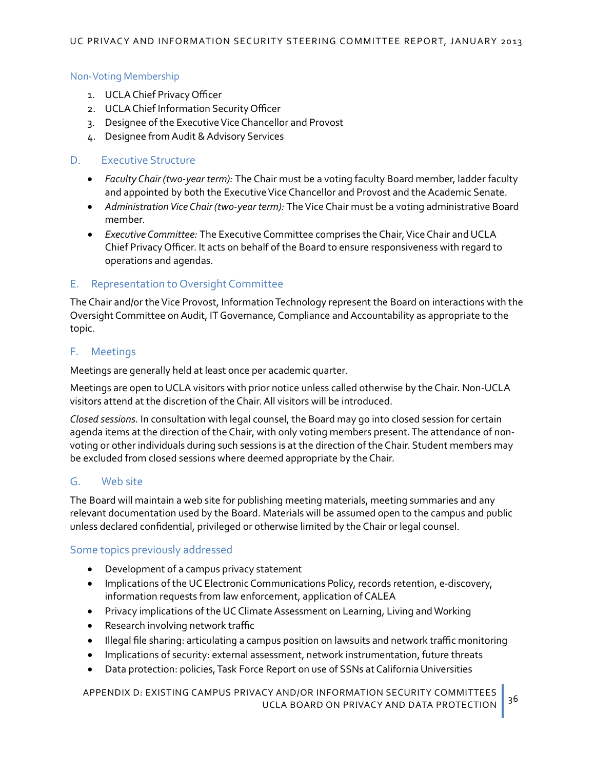### Non-Voting Membership

1. UCLA Chief Privacy Officer
2. UCLA Chief Information Security Officer
3. Designee of the Executive Vice Chancellor and Provost
4. Designee from Audit & Advisory Services

### D. Executive Structure

- *Faculty Chair (two-year term):* The Chair must be a voting faculty Board member, ladder faculty and appointed by both the Executive Vice Chancellor and Provost and the Academic Senate.
- *Administration Vice Chair (two-year term):* The Vice Chair must be a voting administrative Board member.
- *Executive Committee:* The Executive Committee comprises the Chair, Vice Chair and UCLA Chief Privacy Officer. It acts on behalf of the Board to ensure responsiveness with regard to operations and agendas.

### E. Representation to Oversight Committee

The Chair and/or the Vice Provost, Information Technology represent the Board on interactions with the Oversight Committee on Audit, IT Governance, Compliance and Accountability as appropriate to the topic.

### F. Meetings

Meetings are generally held at least once per academic quarter.

Meetings are open to UCLA visitors with prior notice unless called otherwise by the Chair. Non-UCLA visitors attend at the discretion of the Chair. All visitors will be introduced.

*Closed sessions.* In consultation with legal counsel, the Board may go into closed session for certain agenda items at the direction of the Chair, with only voting members present. The attendance of non-voting or other individuals during such sessions is at the direction of the Chair. Student members may be excluded from closed sessions where deemed appropriate by the Chair.

### G. Web site

The Board will maintain a web site for publishing meeting materials, meeting summaries and any relevant documentation used by the Board. Materials will be assumed open to the campus and public unless declared confidential, privileged or otherwise limited by the Chair or legal counsel.

### Some topics previously addressed

- Development of a campus privacy statement
- Implications of the UC Electronic Communications Policy, records retention, e-discovery, information requests from law enforcement, application of CALEA
- Privacy implications of the UC Climate Assessment on Learning, Living and Working
- Research involving network traffic
- Illegal file sharing: articulating a campus position on lawsuits and network traffic monitoring
- Implications of security: external assessment, network instrumentation, future threats
- Data protection: policies, Task Force Report on use of SSNs at California Universities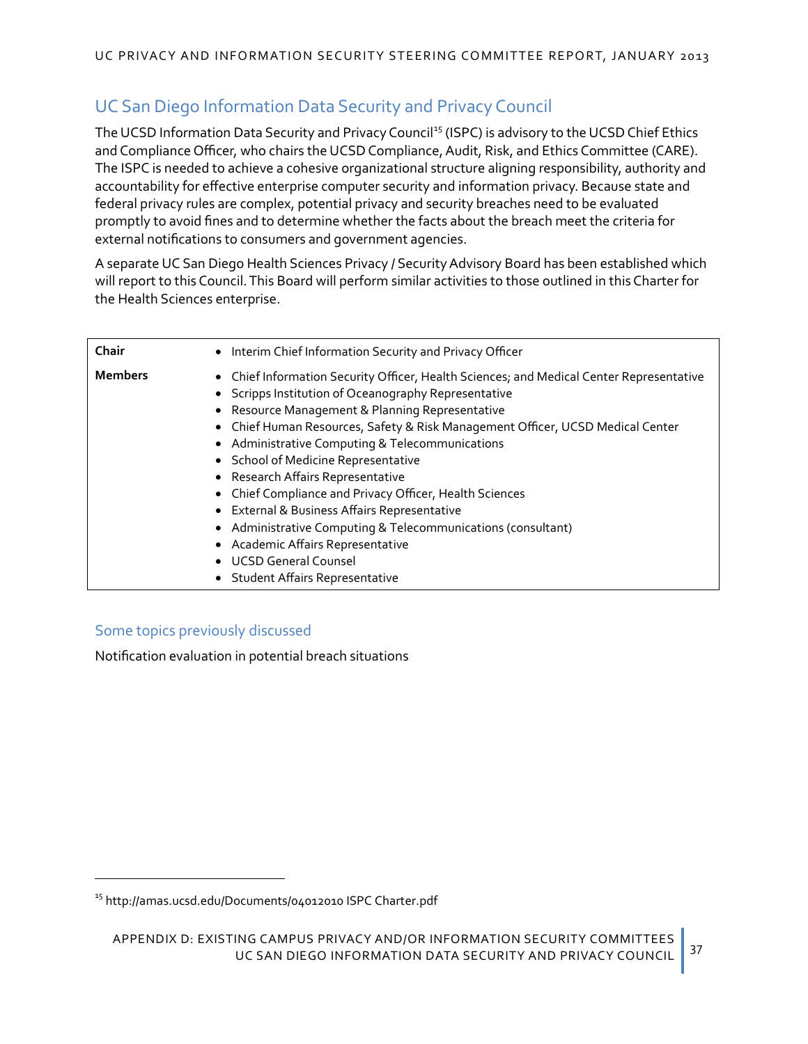## UC San Diego Information Data Security and Privacy Council

The UCSD Information Data Security and Privacy Council[15] (ISPC) is advisory to the UCSD Chief Ethics and Compliance Officer, who chairs the UCSD Compliance, Audit, Risk, and Ethics Committee (CARE). The ISPC is needed to achieve a cohesive organizational structure aligning responsibility, authority and accountability for effective enterprise computer security and information privacy. Because state and federal privacy rules are complex, potential privacy and security breaches need to be evaluated promptly to avoid fines and to determine whether the facts about the breach meet the criteria for external notifications to consumers and government agencies.

A separate UC San Diego Health Sciences Privacy / Security Advisory Board has been established which will report to this Council. This Board will perform similar activities to those outlined in this Charter for the Health Sciences enterprise.

| | |
|---|---|
| **Chair** | • Interim Chief Information Security and Privacy Officer |
| **Members** | • Chief Information Security Officer, Health Sciences; and Medical Center Representative<br>• Scripps Institution of Oceanography Representative<br>• Resource Management & Planning Representative<br>• Chief Human Resources, Safety & Risk Management Officer, UCSD Medical Center<br>• Administrative Computing & Telecommunications<br>• School of Medicine Representative<br>• Research Affairs Representative<br>• Chief Compliance and Privacy Officer, Health Sciences<br>• External & Business Affairs Representative<br>• Administrative Computing & Telecommunications (consultant)<br>• Academic Affairs Representative<br>• UCSD General Counsel<br>• Student Affairs Representative |

### Some topics previously discussed

Notification evaluation in potential breach situations

---

[15] http://amas.ucsd.edu/Documents/04012010 ISPC Charter.pdf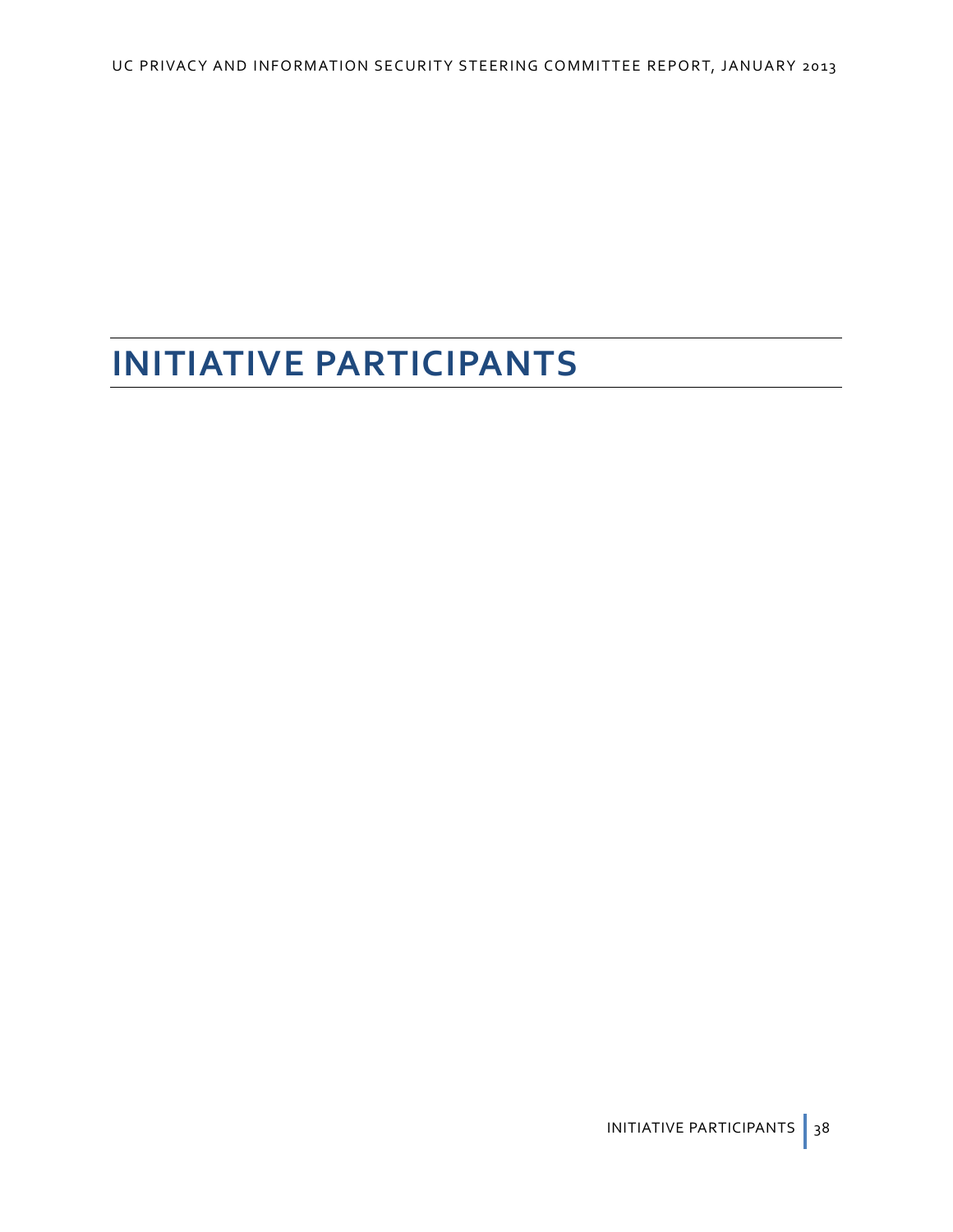# INITIATIVE PARTICIPANTS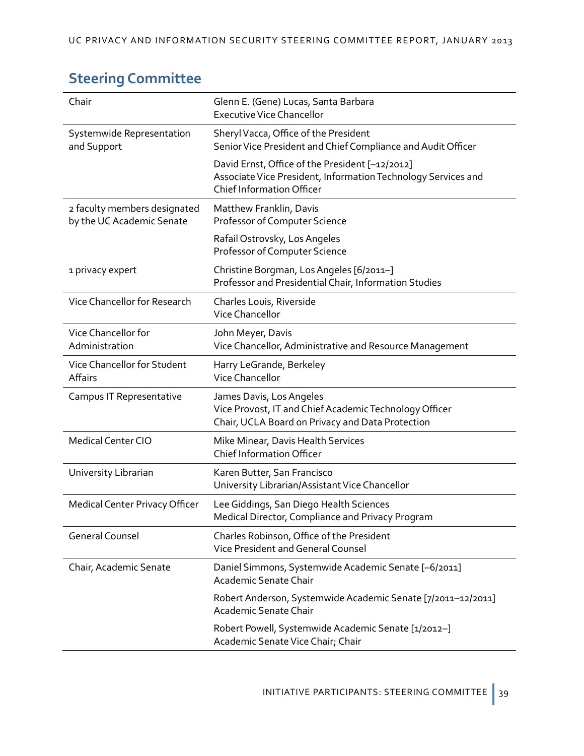## Steering Committee

| | |
|---|---|
| Chair | Glenn E. (Gene) Lucas, Santa Barbara<br>Executive Vice Chancellor |
| Systemwide Representation and Support | Sheryl Vacca, Office of the President<br>Senior Vice President and Chief Compliance and Audit Officer |
| | David Ernst, Office of the President [–12/2012]<br>Associate Vice President, Information Technology Services and Chief Information Officer |
| 2 faculty members designated by the UC Academic Senate | Matthew Franklin, Davis<br>Professor of Computer Science |
| | Rafail Ostrovsky, Los Angeles<br>Professor of Computer Science |
| 1 privacy expert | Christine Borgman, Los Angeles [6/2011–]<br>Professor and Presidential Chair, Information Studies |
| Vice Chancellor for Research | Charles Louis, Riverside<br>Vice Chancellor |
| Vice Chancellor for Administration | John Meyer, Davis<br>Vice Chancellor, Administrative and Resource Management |
| Vice Chancellor for Student Affairs | Harry LeGrande, Berkeley<br>Vice Chancellor |
| Campus IT Representative | James Davis, Los Angeles<br>Vice Provost, IT and Chief Academic Technology Officer<br>Chair, UCLA Board on Privacy and Data Protection |
| Medical Center CIO | Mike Minear, Davis Health Services<br>Chief Information Officer |
| University Librarian | Karen Butter, San Francisco<br>University Librarian/Assistant Vice Chancellor |
| Medical Center Privacy Officer | Lee Giddings, San Diego Health Sciences<br>Medical Director, Compliance and Privacy Program |
| General Counsel | Charles Robinson, Office of the President<br>Vice President and General Counsel |
| Chair, Academic Senate | Daniel Simmons, Systemwide Academic Senate [–6/2011]<br>Academic Senate Chair |
| | Robert Anderson, Systemwide Academic Senate [7/2011–12/2011]<br>Academic Senate Chair |
| | Robert Powell, Systemwide Academic Senate [1/2012–]<br>Academic Senate Vice Chair; Chair |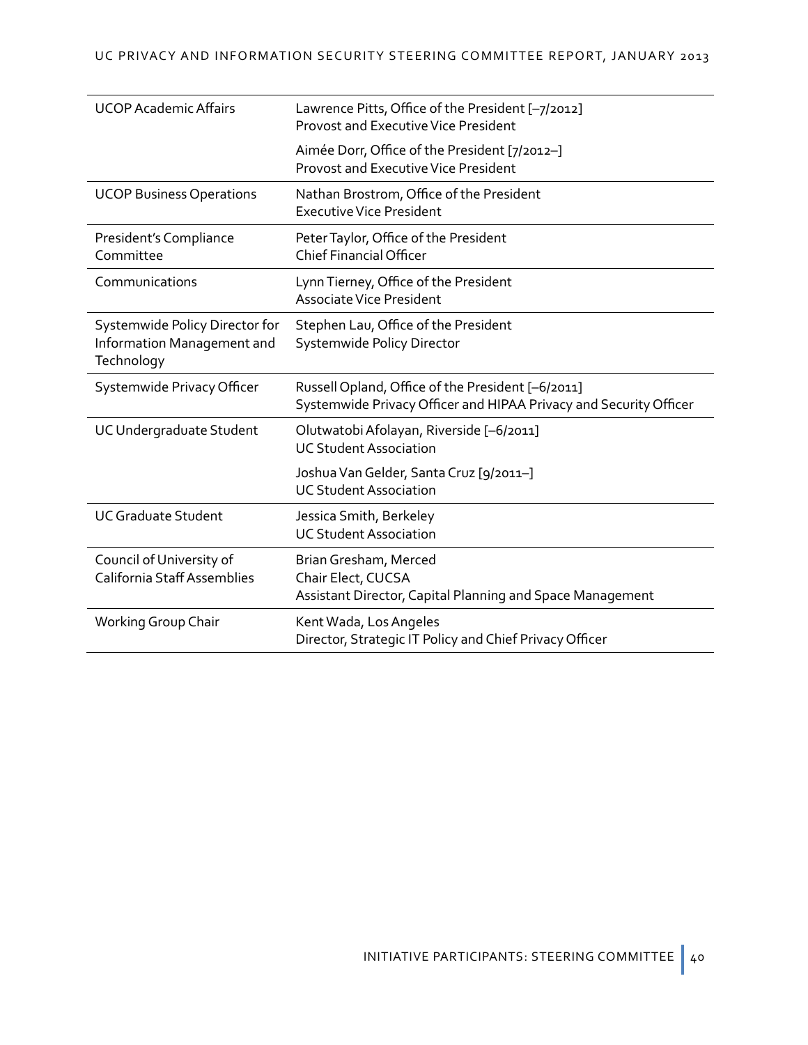| | |
|---|---|
| UCOP Academic Affairs | Lawrence Pitts, Office of the President [–7/2012]<br>Provost and Executive Vice President |
| | Aimée Dorr, Office of the President [7/2012–]<br>Provost and Executive Vice President |
| UCOP Business Operations | Nathan Brostrom, Office of the President<br>Executive Vice President |
| President's Compliance Committee | Peter Taylor, Office of the President<br>Chief Financial Officer |
| Communications | Lynn Tierney, Office of the President<br>Associate Vice President |
| Systemwide Policy Director for Information Management and Technology | Stephen Lau, Office of the President<br>Systemwide Policy Director |
| Systemwide Privacy Officer | Russell Opland, Office of the President [–6/2011]<br>Systemwide Privacy Officer and HIPAA Privacy and Security Officer |
| UC Undergraduate Student | Olutwatobi Afolayan, Riverside [–6/2011]<br>UC Student Association |
| | Joshua Van Gelder, Santa Cruz [9/2011–]<br>UC Student Association |
| UC Graduate Student | Jessica Smith, Berkeley<br>UC Student Association |
| Council of University of California Staff Assemblies | Brian Gresham, Merced<br>Chair Elect, CUCSA<br>Assistant Director, Capital Planning and Space Management |
| Working Group Chair | Kent Wada, Los Angeles<br>Director, Strategic IT Policy and Chief Privacy Officer |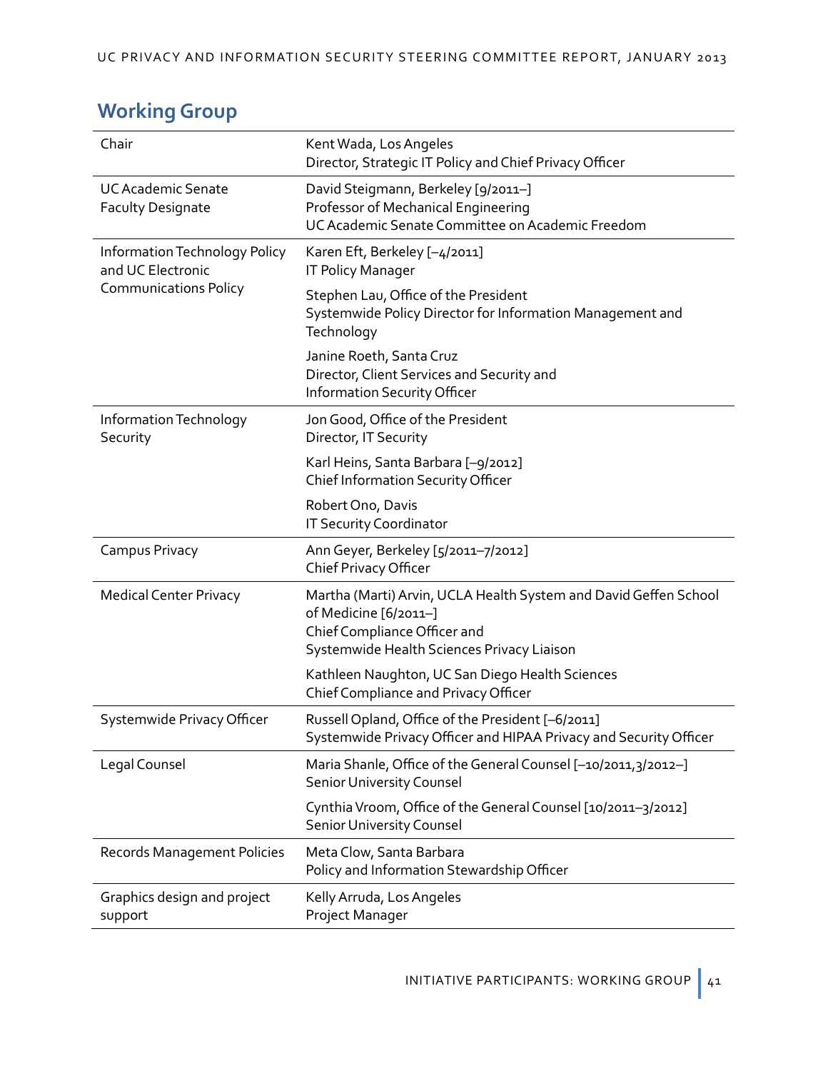## Working Group

| Role | Member |
|---|---|
| Chair | Kent Wada, Los Angeles<br>Director, Strategic IT Policy and Chief Privacy Officer |
| UC Academic Senate Faculty Designate | David Steigmann, Berkeley [9/2011–]<br>Professor of Mechanical Engineering<br>UC Academic Senate Committee on Academic Freedom |
| Information Technology Policy and UC Electronic Communications Policy | Karen Eft, Berkeley [–4/2011]<br>IT Policy Manager |
| | Stephen Lau, Office of the President<br>Systemwide Policy Director for Information Management and Technology |
| | Janine Roeth, Santa Cruz<br>Director, Client Services and Security and Information Security Officer |
| Information Technology Security | Jon Good, Office of the President<br>Director, IT Security |
| | Karl Heins, Santa Barbara [–9/2012]<br>Chief Information Security Officer |
| | Robert Ono, Davis<br>IT Security Coordinator |
| Campus Privacy | Ann Geyer, Berkeley [5/2011–7/2012]<br>Chief Privacy Officer |
| Medical Center Privacy | Martha (Marti) Arvin, UCLA Health System and David Geffen School of Medicine [6/2011–]<br>Chief Compliance Officer and Systemwide Health Sciences Privacy Liaison |
| | Kathleen Naughton, UC San Diego Health Sciences<br>Chief Compliance and Privacy Officer |
| Systemwide Privacy Officer | Russell Opland, Office of the President [–6/2011]<br>Systemwide Privacy Officer and HIPAA Privacy and Security Officer |
| Legal Counsel | Maria Shanle, Office of the General Counsel [–10/2011,3/2012–]<br>Senior University Counsel |
| | Cynthia Vroom, Office of the General Counsel [10/2011–3/2012]<br>Senior University Counsel |
| Records Management Policies | Meta Clow, Santa Barbara<br>Policy and Information Stewardship Officer |
| Graphics design and project support | Kelly Arruda, Los Angeles<br>Project Manager |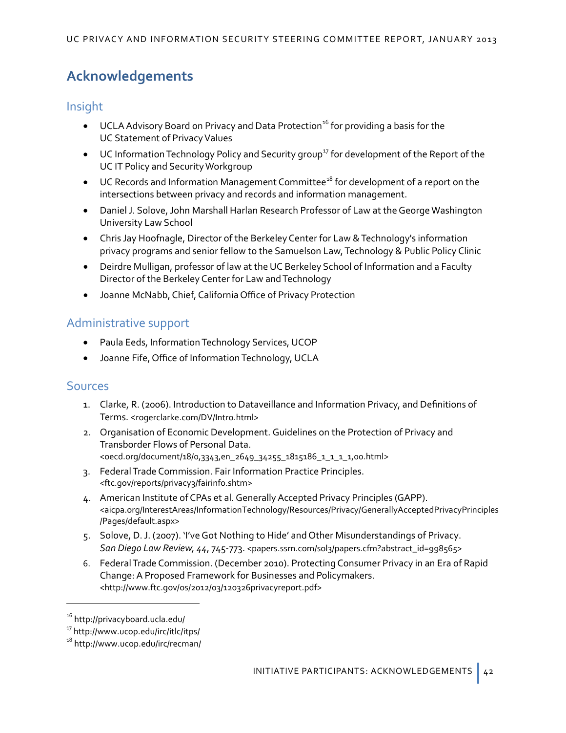## Acknowledgements

### Insight

- UCLA Advisory Board on Privacy and Data Protection[16] for providing a basis for the UC Statement of Privacy Values
- UC Information Technology Policy and Security group[17] for development of the Report of the UC IT Policy and Security Workgroup
- UC Records and Information Management Committee[18] for development of a report on the intersections between privacy and records and information management.
- Daniel J. Solove, John Marshall Harlan Research Professor of Law at the George Washington University Law School
- Chris Jay Hoofnagle, Director of the Berkeley Center for Law & Technology's information privacy programs and senior fellow to the Samuelson Law, Technology & Public Policy Clinic
- Deirdre Mulligan, professor of law at the UC Berkeley School of Information and a Faculty Director of the Berkeley Center for Law and Technology
- Joanne McNabb, Chief, California Office of Privacy Protection

### Administrative support

- Paula Eeds, Information Technology Services, UCOP
- Joanne Fife, Office of Information Technology, UCLA

### Sources

1. Clarke, R. (2006). Introduction to Dataveillance and Information Privacy, and Definitions of Terms. <rogerclarke.com/DV/Intro.html>
2. Organisation of Economic Development. Guidelines on the Protection of Privacy and Transborder Flows of Personal Data. <oecd.org/document/18/0,3343,en_2649_34255_1815186_1_1_1_1,00.html>
3. Federal Trade Commission. Fair Information Practice Principles. <ftc.gov/reports/privacy3/fairinfo.shtm>
4. American Institute of CPAs et al. Generally Accepted Privacy Principles (GAPP). <aicpa.org/InterestAreas/InformationTechnology/Resources/Privacy/GenerallyAcceptedPrivacyPrinciples/Pages/default.aspx>
5. Solove, D. J. (2007). 'I've Got Nothing to Hide' and Other Misunderstandings of Privacy. *San Diego Law Review, 44*, 745-773. <papers.ssrn.com/sol3/papers.cfm?abstract_id=998565>
6. Federal Trade Commission. (December 2010). Protecting Consumer Privacy in an Era of Rapid Change: A Proposed Framework for Businesses and Policymakers. <http://www.ftc.gov/os/2012/03/120326privacyreport.pdf>

---

[16] http://privacyboard.ucla.edu/

[17] http://www.ucop.edu/irc/itlc/itps/

[18] http://www.ucop.edu/irc/recman/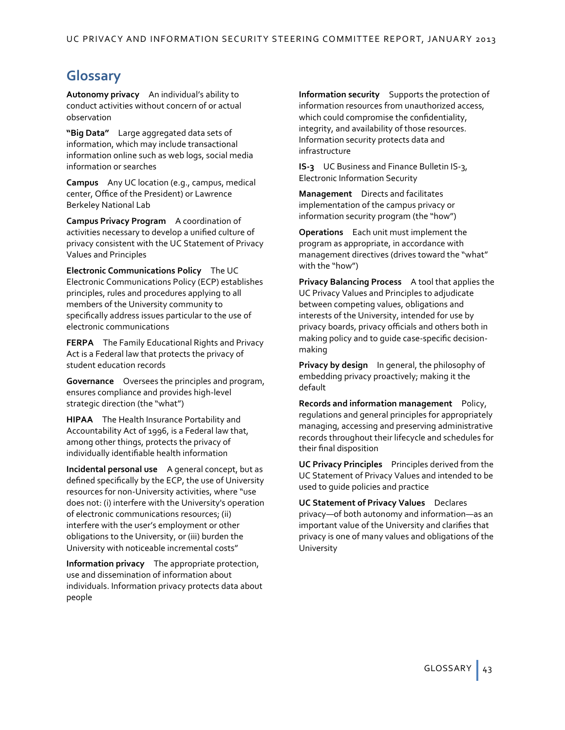# Glossary

**Autonomy privacy** An individual's ability to conduct activities without concern of or actual observation

**"Big Data"** Large aggregated data sets of information, which may include transactional information online such as web logs, social media information or searches

**Campus** Any UC location (e.g., campus, medical center, Office of the President) or Lawrence Berkeley National Lab

**Campus Privacy Program** A coordination of activities necessary to develop a unified culture of privacy consistent with the UC Statement of Privacy Values and Principles

**Electronic Communications Policy** The UC Electronic Communications Policy (ECP) establishes principles, rules and procedures applying to all members of the University community to specifically address issues particular to the use of electronic communications

**FERPA** The Family Educational Rights and Privacy Act is a Federal law that protects the privacy of student education records

**Governance** Oversees the principles and program, ensures compliance and provides high-level strategic direction (the "what")

**HIPAA** The Health Insurance Portability and Accountability Act of 1996, is a Federal law that, among other things, protects the privacy of individually identifiable health information

**Incidental personal use** A general concept, but as defined specifically by the ECP, the use of University resources for non-University activities, where "use does not: (i) interfere with the University's operation of electronic communications resources; (ii) interfere with the user's employment or other obligations to the University, or (iii) burden the University with noticeable incremental costs"

**Information privacy** The appropriate protection, use and dissemination of information about individuals. Information privacy protects data about people

**Information security** Supports the protection of information resources from unauthorized access, which could compromise the confidentiality, integrity, and availability of those resources. Information security protects data and infrastructure

**IS-3** UC Business and Finance Bulletin IS-3, Electronic Information Security

**Management** Directs and facilitates implementation of the campus privacy or information security program (the "how")

**Operations** Each unit must implement the program as appropriate, in accordance with management directives (drives toward the "what" with the "how")

**Privacy Balancing Process** A tool that applies the UC Privacy Values and Principles to adjudicate between competing values, obligations and interests of the University, intended for use by privacy boards, privacy officials and others both in making policy and to guide case-specific decision-making

**Privacy by design** In general, the philosophy of embedding privacy proactively; making it the default

**Records and information management** Policy, regulations and general principles for appropriately managing, accessing and preserving administrative records throughout their lifecycle and schedules for their final disposition

**UC Privacy Principles** Principles derived from the UC Statement of Privacy Values and intended to be used to guide policies and practice

**UC Statement of Privacy Values** Declares privacy—of both autonomy and information—as an important value of the University and clarifies that privacy is one of many values and obligations of the University